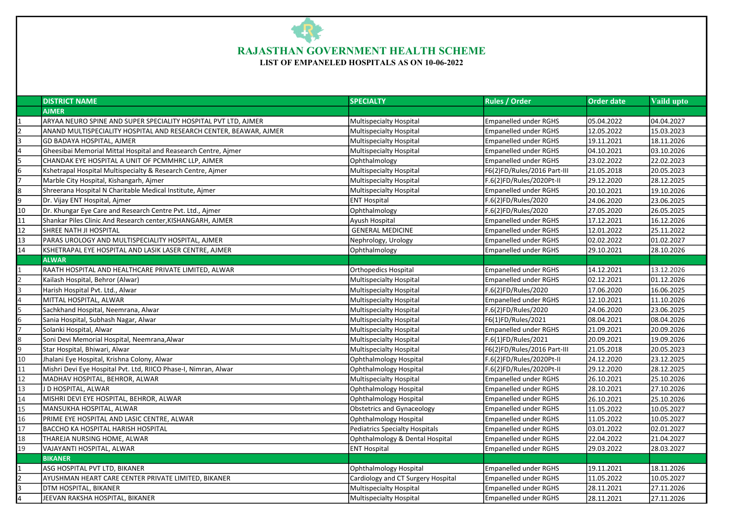# RAJASTHAN GOVERNMENT HEALTH SCHEME

## LIST OF EMPANELED HOSPITALS AS ON 10-06-2022

| | DISTRICT NAME | SPECIALTY | Rules / Order | Order date | Vaild upto |
|---|---|---|---|---|---|
| | **AJMER** | | | | |
| 1 | ARYAA NEURO SPINE AND SUPER SPECIALITY HOSPITAL PVT LTD, AJMER | Multispecialty Hospital | Empanelled under RGHS | 05.04.2022 | 04.04.2027 |
| 2 | ANAND MULTISPECIALITY HOSPITAL AND RESEARCH CENTER, BEAWAR, AJMER | Multispecialty Hospital | Empanelled under RGHS | 12.05.2022 | 15.03.2023 |
| 3 | GD BADAYA HOSPITAL, AJMER | Multispecialty Hospital | Empanelled under RGHS | 19.11.2021 | 18.11.2026 |
| 4 | Gheesibai Memorial Mittal Hospital and Reasearch Centre, Ajmer | Multispecialty Hospital | Empanelled under RGHS | 04.10.2021 | 03.10.2026 |
| 5 | CHANDAK EYE HOSPITAL A UNIT OF PCMMHRC LLP, AJMER | Ophthalmology | Empanelled under RGHS | 23.02.2022 | 22.02.2023 |
| 6 | Kshetrapal Hospital Multispecialty & Research Centre, Ajmer | Multispecialty Hospital | F6(2)FD/Rules/2016 Part-III | 21.05.2018 | 20.05.2023 |
| 7 | Marble City Hospital, Kishangarh, Ajmer | Multispecialty Hospital | F.6(2)FD/Rules/2020Pt-II | 29.12.2020 | 28.12.2025 |
| 8 | Shreerana Hospital N Charitable Medical Institute, Ajmer | Multispecialty Hospital | Empanelled under RGHS | 20.10.2021 | 19.10.2026 |
| 9 | Dr. Vijay ENT Hospital, Ajmer | ENT Hospital | F.6(2)FD/Rules/2020 | 24.06.2020 | 23.06.2025 |
| 10 | Dr. Khungar Eye Care and Research Centre Pvt. Ltd., Ajmer | Ophthalmology | F.6(2)FD/Rules/2020 | 27.05.2020 | 26.05.2025 |
| 11 | Shankar Piles Clinic And Research center,KISHANGARH, AJMER | Ayush Hospital | Empanelled under RGHS | 17.12.2021 | 16.12.2026 |
| 12 | SHREE NATH JI HOSPITAL | GENERAL MEDICINE | Empanelled under RGHS | 12.01.2022 | 25.11.2022 |
| 13 | PARAS UROLOGY AND MULTISPECIALITY HOSPITAL, AJMER | Nephrology, Urology | Empanelled under RGHS | 02.02.2022 | 01.02.2027 |
| 14 | KSHETRAPAL EYE HOSPITAL AND LASIK LASER CENTRE, AJMER | Ophthalmology | Empanelled under RGHS | 29.10.2021 | 28.10.2026 |
| | **ALWAR** | | | | |
| 1 | RAATH HOSPITAL AND HEALTHCARE PRIVATE LIMITED, ALWAR | Orthopedics Hospital | Empanelled under RGHS | 14.12.2021 | 13.12.2026 |
| 2 | Kailash Hospital, Behror (Alwar) | Multispecialty Hospital | Empanelled under RGHS | 02.12.2021 | 01.12.2026 |
| 3 | Harish Hospital Pvt. Ltd., Alwar | Multispecialty Hospital | F.6(2)FD/Rules/2020 | 17.06.2020 | 16.06.2025 |
| 4 | MITTAL HOSPITAL, ALWAR | Multispecialty Hospital | Empanelled under RGHS | 12.10.2021 | 11.10.2026 |
| 5 | Sachkhand Hospital, Neemrana, Alwar | Multispecialty Hospital | F.6(2)FD/Rules/2020 | 24.06.2020 | 23.06.2025 |
| 6 | Sania Hospital, Subhash Nagar, Alwar | Multispecialty Hospital | F6(1)FD/Rules/2021 | 08.04.2021 | 08.04.2026 |
| 7 | Solanki Hospital, Alwar | Multispecialty Hospital | Empanelled under RGHS | 21.09.2021 | 20.09.2026 |
| 8 | Soni Devi Memorial Hospital, Neemrana,Alwar | Multispecialty Hospital | F.6(1)FD/Rules/2021 | 20.09.2021 | 19.09.2026 |
| 9 | Star Hospital, Bhiwari, Alwar | Multispecialty Hospital | F6(2)FD/Rules/2016 Part-III | 21.05.2018 | 20.05.2023 |
| 10 | Jhalani Eye Hospital, Krishna Colony, Alwar | Ophthalmology Hospital | F.6(2)FD/Rules/2020Pt-II | 24.12.2020 | 23.12.2025 |
| 11 | Mishri Devi Eye Hospital Pvt. Ltd, RIICO Phase-I, Nimran, Alwar | Ophthalmology Hospital | F.6(2)FD/Rules/2020Pt-II | 29.12.2020 | 28.12.2025 |
| 12 | MADHAV HOSPITAL, BEHROR, ALWAR | Multispecialty Hospital | Empanelled under RGHS | 26.10.2021 | 25.10.2026 |
| 13 | J D HOSPITAL, ALWAR | Ophthalmology Hospital | Empanelled under RGHS | 28.10.2021 | 27.10.2026 |
| 14 | MISHRI DEVI EYE HOSPITAL, BEHROR, ALWAR | Ophthalmology Hospital | Empanelled under RGHS | 26.10.2021 | 25.10.2026 |
| 15 | MANSUKHA HOSPITAL, ALWAR | Obstetrics and Gynaceology | Empanelled under RGHS | 11.05.2022 | 10.05.2027 |
| 16 | PRIME EYE HOSPITAL AND LASIC CENTRE, ALWAR | Ophthalmology Hospital | Empanelled under RGHS | 11.05.2022 | 10.05.2027 |
| 17 | BACCHO KA HOSPITAL HARISH HOSPITAL | Pediatrics Specialty Hospitals | Empanelled under RGHS | 03.01.2022 | 02.01.2027 |
| 18 | THAREJA NURSING HOME, ALWAR | Ophthalmology & Dental Hospital | Empanelled under RGHS | 22.04.2022 | 21.04.2027 |
| 19 | VAJAYANTI HOSPITAL, ALWAR | ENT Hospital | Empanelled under RGHS | 29.03.2022 | 28.03.2027 |
| | **BIKANER** | | | | |
| 1 | ASG HOSPITAL PVT LTD, BIKANER | Ophthalmology Hospital | Empanelled under RGHS | 19.11.2021 | 18.11.2026 |
| 2 | AYUSHMAN HEART CARE CENTER PRIVATE LIMITED, BIKANER | Cardiology and CT Surgery Hospital | Empanelled under RGHS | 11.05.2022 | 10.05.2027 |
| 3 | DTM HOSPITAL, BIKANER | Multispecialty Hospital | Empanelled under RGHS | 28.11.2021 | 27.11.2026 |
| 4 | JEEVAN RAKSHA HOSPITAL, BIKANER | Multispecialty Hospital | Empanelled under RGHS | 28.11.2021 | 27.11.2026 |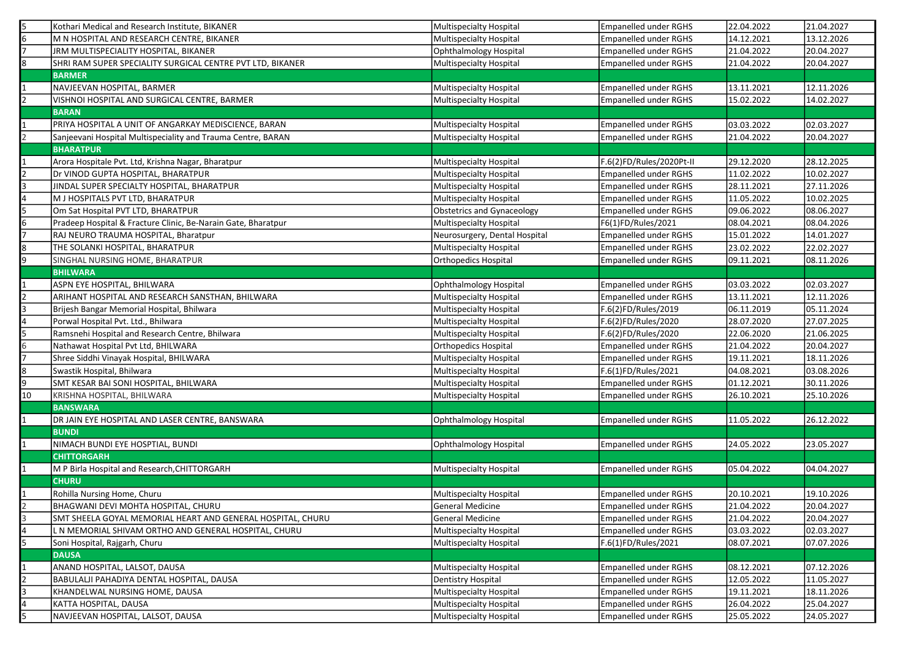| | | | | | |
|---|---|---|---|---|---|
| 5 | Kothari Medical and Research Institute, BIKANER | Multispecialty Hospital | Empanelled under RGHS | 22.04.2022 | 21.04.2027 |
| 6 | M N HOSPITAL AND RESEARCH CENTRE, BIKANER | Multispecialty Hospital | Empanelled under RGHS | 14.12.2021 | 13.12.2026 |
| 7 | JRM MULTISPECIALITY HOSPITAL, BIKANER | Ophthalmology Hospital | Empanelled under RGHS | 21.04.2022 | 20.04.2027 |
| 8 | SHRI RAM SUPER SPECIALITY SURGICAL CENTRE PVT LTD, BIKANER | Multispecialty Hospital | Empanelled under RGHS | 21.04.2022 | 20.04.2027 |
| | **BARMER** | | | | |
| 1 | NAVJEEVAN HOSPITAL, BARMER | Multispecialty Hospital | Empanelled under RGHS | 13.11.2021 | 12.11.2026 |
| 2 | VISHNOI HOSPITAL AND SURGICAL CENTRE, BARMER | Multispecialty Hospital | Empanelled under RGHS | 15.02.2022 | 14.02.2027 |
| | **BARAN** | | | | |
| 1 | PRIYA HOSPITAL A UNIT OF ANGARKAY MEDISCIENCE, BARAN | Multispecialty Hospital | Empanelled under RGHS | 03.03.2022 | 02.03.2027 |
| 2 | Sanjeevani Hospital Multispeciality and Trauma Centre, BARAN | Multispecialty Hospital | Empanelled under RGHS | 21.04.2022 | 20.04.2027 |
| | **BHARATPUR** | | | | |
| 1 | Arora Hospitale Pvt. Ltd, Krishna Nagar, Bharatpur | Multispecialty Hospital | F.6(2)FD/Rules/2020Pt-II | 29.12.2020 | 28.12.2025 |
| 2 | Dr VINOD GUPTA HOSPITAL, BHARATPUR | Multispecialty Hospital | Empanelled under RGHS | 11.02.2022 | 10.02.2027 |
| 3 | JINDAL SUPER SPECIALTY HOSPITAL, BHARATPUR | Multispecialty Hospital | Empanelled under RGHS | 28.11.2021 | 27.11.2026 |
| 4 | M J HOSPITALS PVT LTD, BHARATPUR | Multispecialty Hospital | Empanelled under RGHS | 11.05.2022 | 10.02.2025 |
| 5 | Om Sat Hospital PVT LTD, BHARATPUR | Obstetrics and Gynaceology | Empanelled under RGHS | 09.06.2022 | 08.06.2027 |
| 6 | Pradeep Hospital & Fracture Clinic, Be-Narain Gate, Bharatpur | Multispecialty Hospital | F6(1)FD/Rules/2021 | 08.04.2021 | 08.04.2026 |
| 7 | RAJ NEURO TRAUMA HOSPITAL, Bharatpur | Neurosurgery, Dental Hospital | Empanelled under RGHS | 15.01.2022 | 14.01.2027 |
| 8 | THE SOLANKI HOSPITAL, BHARATPUR | Multispecialty Hospital | Empanelled under RGHS | 23.02.2022 | 22.02.2027 |
| 9 | SINGHAL NURSING HOME, BHARATPUR | Orthopedics Hospital | Empanelled under RGHS | 09.11.2021 | 08.11.2026 |
| | **BHILWARA** | | | | |
| 1 | ASPN EYE HOSPITAL, BHILWARA | Ophthalmology Hospital | Empanelled under RGHS | 03.03.2022 | 02.03.2027 |
| 2 | ARIHANT HOSPITAL AND RESEARCH SANSTHAN, BHILWARA | Multispecialty Hospital | Empanelled under RGHS | 13.11.2021 | 12.11.2026 |
| 3 | Brijesh Bangar Memorial Hospital, Bhilwara | Multispecialty Hospital | F.6(2)FD/Rules/2019 | 06.11.2019 | 05.11.2024 |
| 4 | Porwal Hospital Pvt. Ltd., Bhilwara | Multispecialty Hospital | F.6(2)FD/Rules/2020 | 28.07.2020 | 27.07.2025 |
| 5 | Ramsnehi Hospital and Research Centre, Bhilwara | Multispecialty Hospital | F.6(2)FD/Rules/2020 | 22.06.2020 | 21.06.2025 |
| 6 | Nathawat Hospital Pvt Ltd, BHILWARA | Orthopedics Hospital | Empanelled under RGHS | 21.04.2022 | 20.04.2027 |
| 7 | Shree Siddhi Vinayak Hospital, BHILWARA | Multispecialty Hospital | Empanelled under RGHS | 19.11.2021 | 18.11.2026 |
| 8 | Swastik Hospital, Bhilwara | Multispecialty Hospital | F.6(1)FD/Rules/2021 | 04.08.2021 | 03.08.2026 |
| 9 | SMT KESAR BAI SONI HOSPITAL, BHILWARA | Multispecialty Hospital | Empanelled under RGHS | 01.12.2021 | 30.11.2026 |
| 10 | KRISHNA HOSPITAL, BHILWARA | Multispecialty Hospital | Empanelled under RGHS | 26.10.2021 | 25.10.2026 |
| | **BANSWARA** | | | | |
| 1 | DR JAIN EYE HOSPITAL AND LASER CENTRE, BANSWARA | Ophthalmology Hospital | Empanelled under RGHS | 11.05.2022 | 26.12.2022 |
| | **BUNDI** | | | | |
| 1 | NIMACH BUNDI EYE HOSPTIAL, BUNDI | Ophthalmology Hospital | Empanelled under RGHS | 24.05.2022 | 23.05.2027 |
| | **CHITTORGARH** | | | | |
| 1 | M P Birla Hospital and Research,CHITTORGARH | Multispecialty Hospital | Empanelled under RGHS | 05.04.2022 | 04.04.2027 |
| | **CHURU** | | | | |
| 1 | Rohilla Nursing Home, Churu | Multispecialty Hospital | Empanelled under RGHS | 20.10.2021 | 19.10.2026 |
| 2 | BHAGWANI DEVI MOHTA HOSPITAL, CHURU | General Medicine | Empanelled under RGHS | 21.04.2022 | 20.04.2027 |
| 3 | SMT SHEELA GOYAL MEMORIAL HEART AND GENERAL HOSPITAL, CHURU | General Medicine | Empanelled under RGHS | 21.04.2022 | 20.04.2027 |
| 4 | L N MEMORIAL SHIVAM ORTHO AND GENERAL HOSPITAL, CHURU | Multispecialty Hospital | Empanelled under RGHS | 03.03.2022 | 02.03.2027 |
| 5 | Soni Hospital, Rajgarh, Churu | Multispecialty Hospital | F.6(1)FD/Rules/2021 | 08.07.2021 | 07.07.2026 |
| | **DAUSA** | | | | |
| 1 | ANAND HOSPITAL, LALSOT, DAUSA | Multispecialty Hospital | Empanelled under RGHS | 08.12.2021 | 07.12.2026 |
| 2 | BABULALJI PAHADIYA DENTAL HOSPITAL, DAUSA | Dentistry Hospital | Empanelled under RGHS | 12.05.2022 | 11.05.2027 |
| 3 | KHANDELWAL NURSING HOME, DAUSA | Multispecialty Hospital | Empanelled under RGHS | 19.11.2021 | 18.11.2026 |
| 4 | KATTA HOSPITAL, DAUSA | Multispecialty Hospital | Empanelled under RGHS | 26.04.2022 | 25.04.2027 |
| 5 | NAVJEEVAN HOSPITAL, LALSOT, DAUSA | Multispecialty Hospital | Empanelled under RGHS | 25.05.2022 | 24.05.2027 |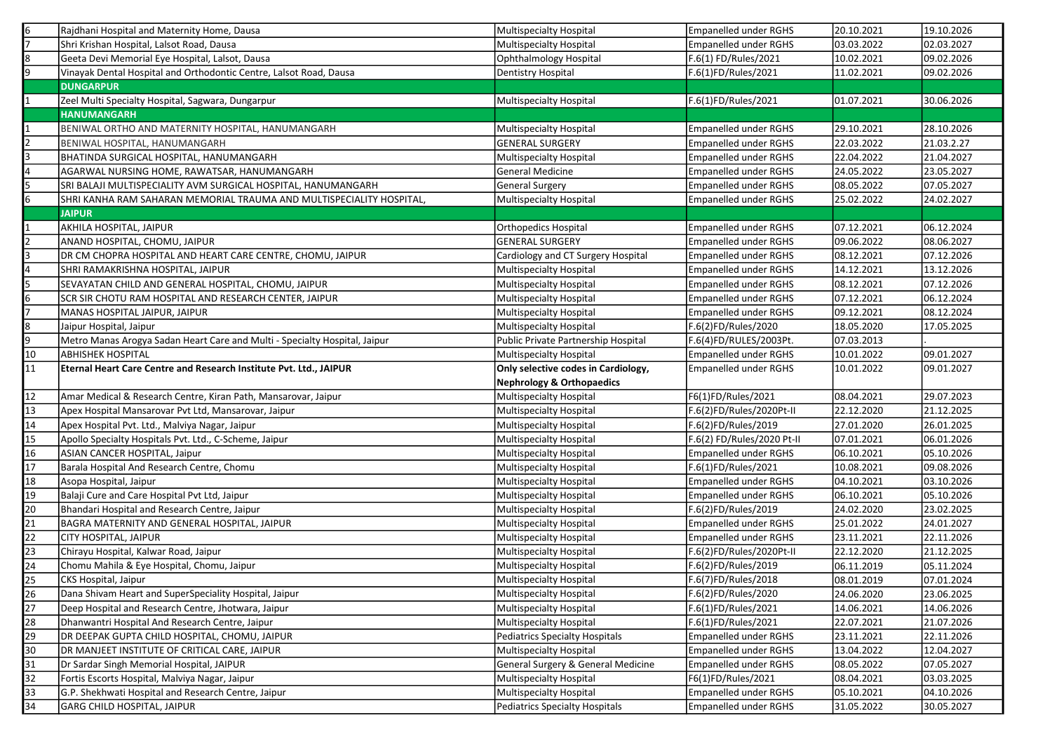| | | | | | |
|---|---|---|---|---|---|
| 6 | Rajdhani Hospital and Maternity Home, Dausa | Multispecialty Hospital | Empanelled under RGHS | 20.10.2021 | 19.10.2026 |
| 7 | Shri Krishan Hospital, Lalsot Road, Dausa | Multispecialty Hospital | Empanelled under RGHS | 03.03.2022 | 02.03.2027 |
| 8 | Geeta Devi Memorial Eye Hospital, Lalsot, Dausa | Ophthalmology Hospital | F.6(1) FD/Rules/2021 | 10.02.2021 | 09.02.2026 |
| 9 | Vinayak Dental Hospital and Orthodontic Centre, Lalsot Road, Dausa | Dentistry Hospital | F.6(1)FD/Rules/2021 | 11.02.2021 | 09.02.2026 |
| | **DUNGARPUR** | | | | |
| 1 | Zeel Multi Specialty Hospital, Sagwara, Dungarpur | Multispecialty Hospital | F.6(1)FD/Rules/2021 | 01.07.2021 | 30.06.2026 |
| | **HANUMANGARH** | | | | |
| 1 | BENIWAL ORTHO AND MATERNITY HOSPITAL, HANUMANGARH | Multispecialty Hospital | Empanelled under RGHS | 29.10.2021 | 28.10.2026 |
| 2 | BENIWAL HOSPITAL, HANUMANGARH | GENERAL SURGERY | Empanelled under RGHS | 22.03.2022 | 21.03.2.27 |
| 3 | BHATINDA SURGICAL HOSPITAL, HANUMANGARH | Multispecialty Hospital | Empanelled under RGHS | 22.04.2022 | 21.04.2027 |
| 4 | AGARWAL NURSING HOME, RAWATSAR, HANUMANGARH | General Medicine | Empanelled under RGHS | 24.05.2022 | 23.05.2027 |
| 5 | SRI BALAJI MULTISPECIALITY AVM SURGICAL HOSPITAL, HANUMANGARH | General Surgery | Empanelled under RGHS | 08.05.2022 | 07.05.2027 |
| 6 | SHRI KANHA RAM SAHARAN MEMORIAL TRAUMA AND MULTISPECIALITY HOSPITAL, | Multispecialty Hospital | Empanelled under RGHS | 25.02.2022 | 24.02.2027 |
| | **JAIPUR** | | | | |
| 1 | AKHILA HOSPITAL, JAIPUR | Orthopedics Hospital | Empanelled under RGHS | 07.12.2021 | 06.12.2024 |
| 2 | ANAND HOSPITAL, CHOMU, JAIPUR | GENERAL SURGERY | Empanelled under RGHS | 09.06.2022 | 08.06.2027 |
| 3 | DR CM CHOPRA HOSPITAL AND HEART CARE CENTRE, CHOMU, JAIPUR | Cardiology and CT Surgery Hospital | Empanelled under RGHS | 08.12.2021 | 07.12.2026 |
| 4 | SHRI RAMAKRISHNA HOSPITAL, JAIPUR | Multispecialty Hospital | Empanelled under RGHS | 14.12.2021 | 13.12.2026 |
| 5 | SEVAYATAN CHILD AND GENERAL HOSPITAL, CHOMU, JAIPUR | Multispecialty Hospital | Empanelled under RGHS | 08.12.2021 | 07.12.2026 |
| 6 | SCR SIR CHOTU RAM HOSPITAL AND RESEARCH CENTER, JAIPUR | Multispecialty Hospital | Empanelled under RGHS | 07.12.2021 | 06.12.2024 |
| 7 | MANAS HOSPITAL JAIPUR, JAIPUR | Multispecialty Hospital | Empanelled under RGHS | 09.12.2021 | 08.12.2024 |
| 8 | Jaipur Hospital, Jaipur | Multispecialty Hospital | F.6(2)FD/Rules/2020 | 18.05.2020 | 17.05.2025 |
| 9 | Metro Manas Arogya Sadan Heart Care and Multi - Specialty Hospital, Jaipur | Public Private Partnership Hospital | F.6(4)FD/RULES/2003Pt. | 07.03.2013 | . |
| 10 | ABHISHEK HOSPITAL | Multispecialty Hospital | Empanelled under RGHS | 10.01.2022 | 09.01.2027 |
| 11 | **Eternal Heart Care Centre and Research Institute Pvt. Ltd., JAIPUR** | **Only selective codes in Cardiology, Nephrology & Orthopaedics** | Empanelled under RGHS | 10.01.2022 | 09.01.2027 |
| 12 | Amar Medical & Research Centre, Kiran Path, Mansarovar, Jaipur | Multispecialty Hospital | F6(1)FD/Rules/2021 | 08.04.2021 | 29.07.2023 |
| 13 | Apex Hospital Mansarovar Pvt Ltd, Mansarovar, Jaipur | Multispecialty Hospital | F.6(2)FD/Rules/2020Pt-II | 22.12.2020 | 21.12.2025 |
| 14 | Apex Hospital Pvt. Ltd., Malviya Nagar, Jaipur | Multispecialty Hospital | F.6(2)FD/Rules/2019 | 27.01.2020 | 26.01.2025 |
| 15 | Apollo Specialty Hospitals Pvt. Ltd., C-Scheme, Jaipur | Multispecialty Hospital | F.6(2) FD/Rules/2020 Pt-II | 07.01.2021 | 06.01.2026 |
| 16 | ASIAN CANCER HOSPITAL, Jaipur | Multispecialty Hospital | Empanelled under RGHS | 06.10.2021 | 05.10.2026 |
| 17 | Barala Hospital And Research Centre, Chomu | Multispecialty Hospital | F.6(1)FD/Rules/2021 | 10.08.2021 | 09.08.2026 |
| 18 | Asopa Hospital, Jaipur | Multispecialty Hospital | Empanelled under RGHS | 04.10.2021 | 03.10.2026 |
| 19 | Balaji Cure and Care Hospital Pvt Ltd, Jaipur | Multispecialty Hospital | Empanelled under RGHS | 06.10.2021 | 05.10.2026 |
| 20 | Bhandari Hospital and Research Centre, Jaipur | Multispecialty Hospital | F.6(2)FD/Rules/2019 | 24.02.2020 | 23.02.2025 |
| 21 | BAGRA MATERNITY AND GENERAL HOSPITAL, JAIPUR | Multispecialty Hospital | Empanelled under RGHS | 25.01.2022 | 24.01.2027 |
| 22 | CITY HOSPITAL, JAIPUR | Multispecialty Hospital | Empanelled under RGHS | 23.11.2021 | 22.11.2026 |
| 23 | Chirayu Hospital, Kalwar Road, Jaipur | Multispecialty Hospital | F.6(2)FD/Rules/2020Pt-II | 22.12.2020 | 21.12.2025 |
| 24 | Chomu Mahila & Eye Hospital, Chomu, Jaipur | Multispecialty Hospital | F.6(2)FD/Rules/2019 | 06.11.2019 | 05.11.2024 |
| 25 | CKS Hospital, Jaipur | Multispecialty Hospital | F.6(7)FD/Rules/2018 | 08.01.2019 | 07.01.2024 |
| 26 | Dana Shivam Heart and SuperSpeciality Hospital, Jaipur | Multispecialty Hospital | F.6(2)FD/Rules/2020 | 24.06.2020 | 23.06.2025 |
| 27 | Deep Hospital and Research Centre, Jhotwara, Jaipur | Multispecialty Hospital | F.6(1)FD/Rules/2021 | 14.06.2021 | 14.06.2026 |
| 28 | Dhanwantri Hospital And Research Centre, Jaipur | Multispecialty Hospital | F.6(1)FD/Rules/2021 | 22.07.2021 | 21.07.2026 |
| 29 | DR DEEPAK GUPTA CHILD HOSPITAL, CHOMU, JAIPUR | Pediatrics Specialty Hospitals | Empanelled under RGHS | 23.11.2021 | 22.11.2026 |
| 30 | DR MANJEET INSTITUTE OF CRITICAL CARE, JAIPUR | Multispecialty Hospital | Empanelled under RGHS | 13.04.2022 | 12.04.2027 |
| 31 | Dr Sardar Singh Memorial Hospital, JAIPUR | General Surgery & General Medicine | Empanelled under RGHS | 08.05.2022 | 07.05.2027 |
| 32 | Fortis Escorts Hospital, Malviya Nagar, Jaipur | Multispecialty Hospital | F6(1)FD/Rules/2021 | 08.04.2021 | 03.03.2025 |
| 33 | G.P. Shekhwati Hospital and Research Centre, Jaipur | Multispecialty Hospital | Empanelled under RGHS | 05.10.2021 | 04.10.2026 |
| 34 | GARG CHILD HOSPITAL, JAIPUR | Pediatrics Specialty Hospitals | Empanelled under RGHS | 31.05.2022 | 30.05.2027 |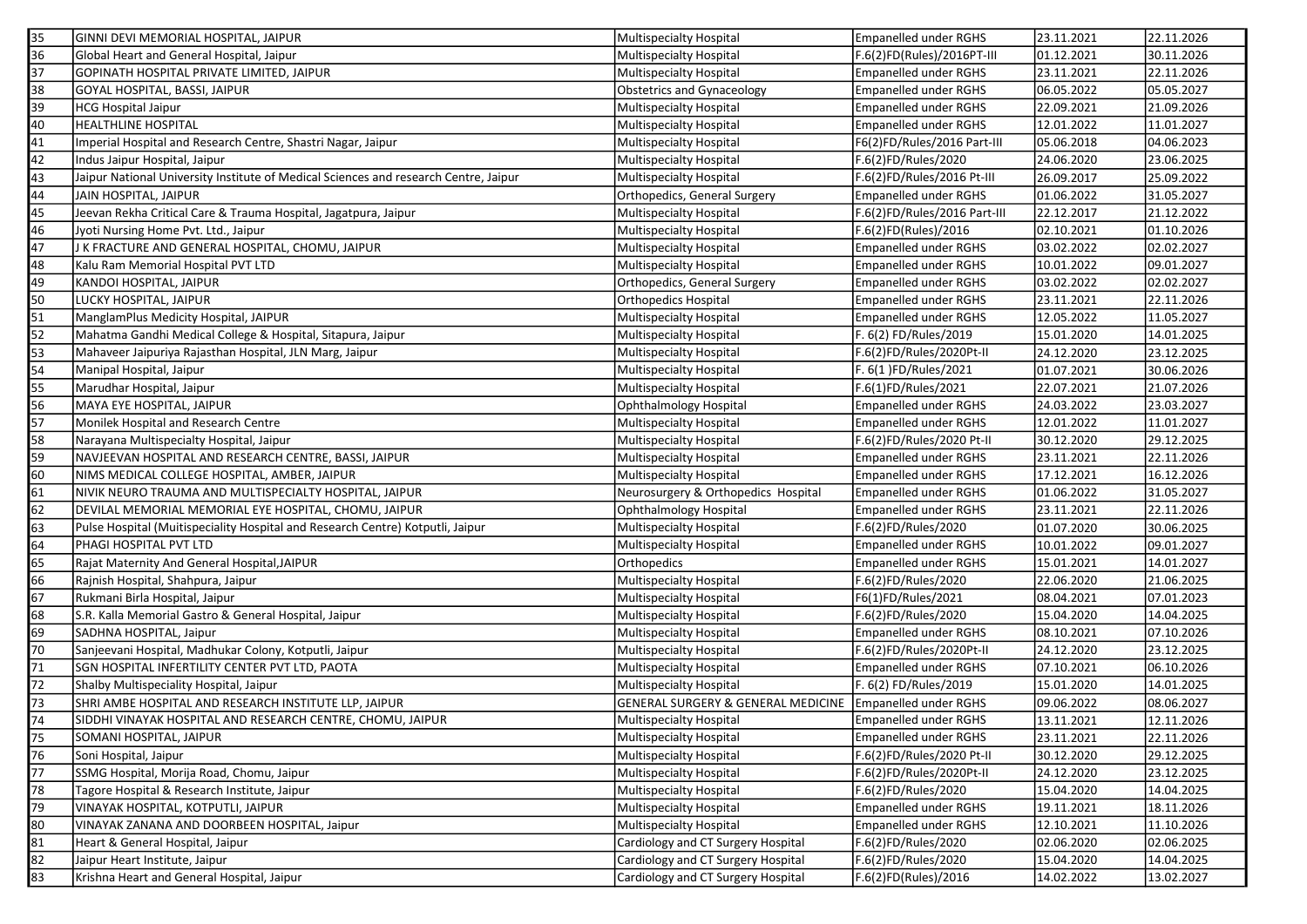| 35 | GINNI DEVI MEMORIAL HOSPITAL, JAIPUR | Multispecialty Hospital | Empanelled under RGHS | 23.11.2021 | 22.11.2026 |
|---|---|---|---|---|---|
| 36 | Global Heart and General Hospital, Jaipur | Multispecialty Hospital | F.6(2)FD(Rules)/2016PT-III | 01.12.2021 | 30.11.2026 |
| 37 | GOPINATH HOSPITAL PRIVATE LIMITED, JAIPUR | Multispecialty Hospital | Empanelled under RGHS | 23.11.2021 | 22.11.2026 |
| 38 | GOYAL HOSPITAL, BASSI, JAIPUR | Obstetrics and Gynaceology | Empanelled under RGHS | 06.05.2022 | 05.05.2027 |
| 39 | HCG Hospital Jaipur | Multispecialty Hospital | Empanelled under RGHS | 22.09.2021 | 21.09.2026 |
| 40 | HEALTHLINE HOSPITAL | Multispecialty Hospital | Empanelled under RGHS | 12.01.2022 | 11.01.2027 |
| 41 | Imperial Hospital and Research Centre, Shastri Nagar, Jaipur | Multispecialty Hospital | F6(2)FD/Rules/2016 Part-III | 05.06.2018 | 04.06.2023 |
| 42 | Indus Jaipur Hospital, Jaipur | Multispecialty Hospital | F.6(2)FD/Rules/2020 | 24.06.2020 | 23.06.2025 |
| 43 | Jaipur National University Institute of Medical Sciences and research Centre, Jaipur | Multispecialty Hospital | F.6(2)FD/Rules/2016 Pt-III | 26.09.2017 | 25.09.2022 |
| 44 | JAIN HOSPITAL, JAIPUR | Orthopedics, General Surgery | Empanelled under RGHS | 01.06.2022 | 31.05.2027 |
| 45 | Jeevan Rekha Critical Care & Trauma Hospital, Jagatpura, Jaipur | Multispecialty Hospital | F.6(2)FD/Rules/2016 Part-III | 22.12.2017 | 21.12.2022 |
| 46 | Jyoti Nursing Home Pvt. Ltd., Jaipur | Multispecialty Hospital | F.6(2)FD(Rules)/2016 | 02.10.2021 | 01.10.2026 |
| 47 | J K FRACTURE AND GENERAL HOSPITAL, CHOMU, JAIPUR | Multispecialty Hospital | Empanelled under RGHS | 03.02.2022 | 02.02.2027 |
| 48 | Kalu Ram Memorial Hospital PVT LTD | Multispecialty Hospital | Empanelled under RGHS | 10.01.2022 | 09.01.2027 |
| 49 | KANDOI HOSPITAL, JAIPUR | Orthopedics, General Surgery | Empanelled under RGHS | 03.02.2022 | 02.02.2027 |
| 50 | LUCKY HOSPITAL, JAIPUR | Orthopedics Hospital | Empanelled under RGHS | 23.11.2021 | 22.11.2026 |
| 51 | ManglamPlus Medicity Hospital, JAIPUR | Multispecialty Hospital | Empanelled under RGHS | 12.05.2022 | 11.05.2027 |
| 52 | Mahatma Gandhi Medical College & Hospital, Sitapura, Jaipur | Multispecialty Hospital | F. 6(2) FD/Rules/2019 | 15.01.2020 | 14.01.2025 |
| 53 | Mahaveer Jaipuriya Rajasthan Hospital, JLN Marg, Jaipur | Multispecialty Hospital | F.6(2)FD/Rules/2020Pt-II | 24.12.2020 | 23.12.2025 |
| 54 | Manipal Hospital, Jaipur | Multispecialty Hospital | F. 6(1 )FD/Rules/2021 | 01.07.2021 | 30.06.2026 |
| 55 | Marudhar Hospital, Jaipur | Multispecialty Hospital | F.6(1)FD/Rules/2021 | 22.07.2021 | 21.07.2026 |
| 56 | MAYA EYE HOSPITAL, JAIPUR | Ophthalmology Hospital | Empanelled under RGHS | 24.03.2022 | 23.03.2027 |
| 57 | Monilek Hospital and Research Centre | Multispecialty Hospital | Empanelled under RGHS | 12.01.2022 | 11.01.2027 |
| 58 | Narayana Multispecialty Hospital, Jaipur | Multispecialty Hospital | F.6(2)FD/Rules/2020 Pt-II | 30.12.2020 | 29.12.2025 |
| 59 | NAVJEEVAN HOSPITAL AND RESEARCH CENTRE, BASSI, JAIPUR | Multispecialty Hospital | Empanelled under RGHS | 23.11.2021 | 22.11.2026 |
| 60 | NIMS MEDICAL COLLEGE HOSPITAL, AMBER, JAIPUR | Multispecialty Hospital | Empanelled under RGHS | 17.12.2021 | 16.12.2026 |
| 61 | NIVIK NEURO TRAUMA AND MULTISPECIALTY HOSPITAL, JAIPUR | Neurosurgery & Orthopedics Hospital | Empanelled under RGHS | 01.06.2022 | 31.05.2027 |
| 62 | DEVILAL MEMORIAL MEMORIAL EYE HOSPITAL, CHOMU, JAIPUR | Ophthalmology Hospital | Empanelled under RGHS | 23.11.2021 | 22.11.2026 |
| 63 | Pulse Hospital (Muitispeciality Hospital and Research Centre) Kotputli, Jaipur | Multispecialty Hospital | F.6(2)FD/Rules/2020 | 01.07.2020 | 30.06.2025 |
| 64 | PHAGI HOSPITAL PVT LTD | Multispecialty Hospital | Empanelled under RGHS | 10.01.2022 | 09.01.2027 |
| 65 | Rajat Maternity And General Hospital,JAIPUR | Orthopedics | Empanelled under RGHS | 15.01.2021 | 14.01.2027 |
| 66 | Rajnish Hospital, Shahpura, Jaipur | Multispecialty Hospital | F.6(2)FD/Rules/2020 | 22.06.2020 | 21.06.2025 |
| 67 | Rukmani Birla Hospital, Jaipur | Multispecialty Hospital | F6(1)FD/Rules/2021 | 08.04.2021 | 07.01.2023 |
| 68 | S.R. Kalla Memorial Gastro & General Hospital, Jaipur | Multispecialty Hospital | F.6(2)FD/Rules/2020 | 15.04.2020 | 14.04.2025 |
| 69 | SADHNA HOSPITAL, Jaipur | Multispecialty Hospital | Empanelled under RGHS | 08.10.2021 | 07.10.2026 |
| 70 | Sanjeevani Hospital, Madhukar Colony, Kotputli, Jaipur | Multispecialty Hospital | F.6(2)FD/Rules/2020Pt-II | 24.12.2020 | 23.12.2025 |
| 71 | SGN HOSPITAL INFERTILITY CENTER PVT LTD, PAOTA | Multispecialty Hospital | Empanelled under RGHS | 07.10.2021 | 06.10.2026 |
| 72 | Shalby Multispeciality Hospital, Jaipur | Multispecialty Hospital | F. 6(2) FD/Rules/2019 | 15.01.2020 | 14.01.2025 |
| 73 | SHRI AMBE HOSPITAL AND RESEARCH INSTITUTE LLP, JAIPUR | GENERAL SURGERY & GENERAL MEDICINE | Empanelled under RGHS | 09.06.2022 | 08.06.2027 |
| 74 | SIDDHI VINAYAK HOSPITAL AND RESEARCH CENTRE, CHOMU, JAIPUR | Multispecialty Hospital | Empanelled under RGHS | 13.11.2021 | 12.11.2026 |
| 75 | SOMANI HOSPITAL, JAIPUR | Multispecialty Hospital | Empanelled under RGHS | 23.11.2021 | 22.11.2026 |
| 76 | Soni Hospital, Jaipur | Multispecialty Hospital | F.6(2)FD/Rules/2020 Pt-II | 30.12.2020 | 29.12.2025 |
| 77 | SSMG Hospital, Morija Road, Chomu, Jaipur | Multispecialty Hospital | F.6(2)FD/Rules/2020Pt-II | 24.12.2020 | 23.12.2025 |
| 78 | Tagore Hospital & Research Institute, Jaipur | Multispecialty Hospital | F.6(2)FD/Rules/2020 | 15.04.2020 | 14.04.2025 |
| 79 | VINAYAK HOSPITAL, KOTPUTLI, JAIPUR | Multispecialty Hospital | Empanelled under RGHS | 19.11.2021 | 18.11.2026 |
| 80 | VINAYAK ZANANA AND DOORBEEN HOSPITAL, Jaipur | Multispecialty Hospital | Empanelled under RGHS | 12.10.2021 | 11.10.2026 |
| 81 | Heart & General Hospital, Jaipur | Cardiology and CT Surgery Hospital | F.6(2)FD/Rules/2020 | 02.06.2020 | 02.06.2025 |
| 82 | Jaipur Heart Institute, Jaipur | Cardiology and CT Surgery Hospital | F.6(2)FD/Rules/2020 | 15.04.2020 | 14.04.2025 |
| 83 | Krishna Heart and General Hospital, Jaipur | Cardiology and CT Surgery Hospital | F.6(2)FD(Rules)/2016 | 14.02.2022 | 13.02.2027 |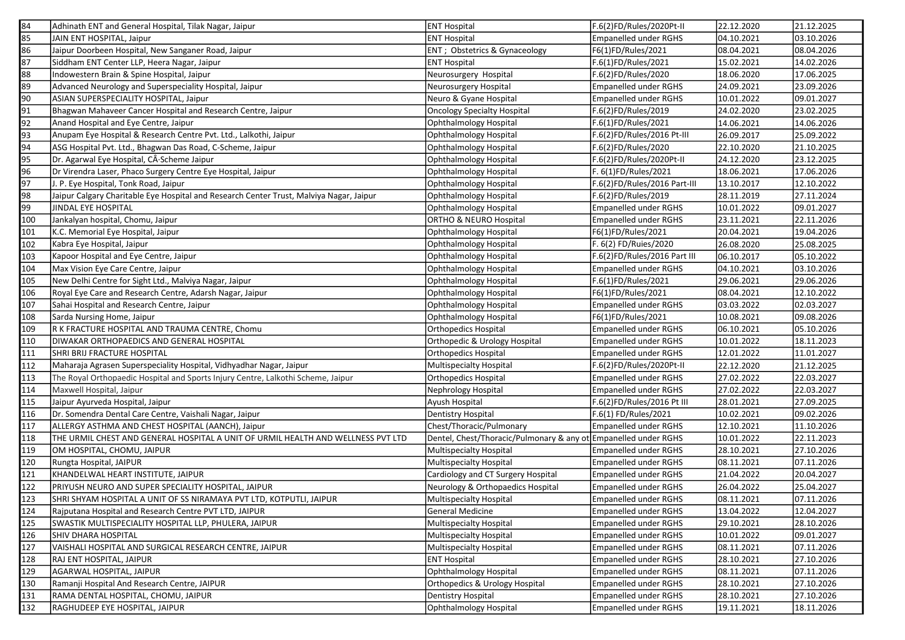| 84 | Adhinath ENT and General Hospital, Tilak Nagar, Jaipur | ENT Hospital | F.6(2)FD/Rules/2020Pt-II | 22.12.2020 | 21.12.2025 |
|---|---|---|---|---|---|
| 85 | JAIN ENT HOSPITAL, Jaipur | ENT Hospital | Empanelled under RGHS | 04.10.2021 | 03.10.2026 |
| 86 | Jaipur Doorbeen Hospital, New Sanganer Road, Jaipur | ENT ; Obstetrics & Gynaceology | F6(1)FD/Rules/2021 | 08.04.2021 | 08.04.2026 |
| 87 | Siddham ENT Center LLP, Heera Nagar, Jaipur | ENT Hospital | F.6(1)FD/Rules/2021 | 15.02.2021 | 14.02.2026 |
| 88 | Indowestern Brain & Spine Hospital, Jaipur | Neurosurgery Hospital | F.6(2)FD/Rules/2020 | 18.06.2020 | 17.06.2025 |
| 89 | Advanced Neurology and Superspeciality Hospital, Jaipur | Neurosurgery Hospital | Empanelled under RGHS | 24.09.2021 | 23.09.2026 |
| 90 | ASIAN SUPERSPECIALITY HOSPITAL, Jaipur | Neuro & Gyane Hospital | Empanelled under RGHS | 10.01.2022 | 09.01.2027 |
| 91 | Bhagwan Mahaveer Cancer Hospital and Research Centre, Jaipur | Oncology Specialty Hospital | F.6(2)FD/Rules/2019 | 24.02.2020 | 23.02.2025 |
| 92 | Anand Hospital and Eye Centre, Jaipur | Ophthalmology Hospital | F.6(1)FD/Rules/2021 | 14.06.2021 | 14.06.2026 |
| 93 | Anupam Eye Hospital & Research Centre Pvt. Ltd., Lalkothi, Jaipur | Ophthalmology Hospital | F.6(2)FD/Rules/2016 Pt-III | 26.09.2017 | 25.09.2022 |
| 94 | ASG Hospital Pvt. Ltd., Bhagwan Das Road, C-Scheme, Jaipur | Ophthalmology Hospital | F.6(2)FD/Rules/2020 | 22.10.2020 | 21.10.2025 |
| 95 | Dr. Agarwal Eye Hospital, CÂ·Scheme Jaipur | Ophthalmology Hospital | F.6(2)FD/Rules/2020Pt-II | 24.12.2020 | 23.12.2025 |
| 96 | Dr Virendra Laser, Phaco Surgery Centre Eye Hospital, Jaipur | Ophthalmology Hospital | F. 6(1)FD/Rules/2021 | 18.06.2021 | 17.06.2026 |
| 97 | J. P. Eye Hospital, Tonk Road, Jaipur | Ophthalmology Hospital | F.6(2)FD/Rules/2016 Part-III | 13.10.2017 | 12.10.2022 |
| 98 | Jaipur Calgary Charitable Eye Hospital and Research Center Trust, Malviya Nagar, Jaipur | Ophthalmology Hospital | F.6(2)FD/Rules/2019 | 28.11.2019 | 27.11.2024 |
| 99 | JINDAL EYE HOSPITAL | Ophthalmology Hospital | Empanelled under RGHS | 10.01.2022 | 09.01.2027 |
| 100 | Jankalyan hospital, Chomu, Jaipur | ORTHO & NEURO Hospital | Empanelled under RGHS | 23.11.2021 | 22.11.2026 |
| 101 | K.C. Memorial Eye Hospital, Jaipur | Ophthalmology Hospital | F6(1)FD/Rules/2021 | 20.04.2021 | 19.04.2026 |
| 102 | Kabra Eye Hospital, Jaipur | Ophthalmology Hospital | F. 6(2) FD/Ruies/2020 | 26.08.2020 | 25.08.2025 |
| 103 | Kapoor Hospital and Eye Centre, Jaipur | Ophthalmology Hospital | F.6(2)FD/Rules/2016 Part III | 06.10.2017 | 05.10.2022 |
| 104 | Max Vision Eye Care Centre, Jaipur | Ophthalmology Hospital | Empanelled under RGHS | 04.10.2021 | 03.10.2026 |
| 105 | New Delhi Centre for Sight Ltd., Malviya Nagar, Jaipur | Ophthalmology Hospital | F.6(1)FD/Rules/2021 | 29.06.2021 | 29.06.2026 |
| 106 | Royal Eye Care and Research Centre, Adarsh Nagar, Jaipur | Ophthalmology Hospital | F6(1)FD/Rules/2021 | 08.04.2021 | 12.10.2022 |
| 107 | Sahai Hospital and Research Centre, Jaipur | Ophthalmology Hospital | Empanelled under RGHS | 03.03.2022 | 02.03.2027 |
| 108 | Sarda Nursing Home, Jaipur | Ophthalmology Hospital | F6(1)FD/Rules/2021 | 10.08.2021 | 09.08.2026 |
| 109 | R K FRACTURE HOSPITAL AND TRAUMA CENTRE, Chomu | Orthopedics Hospital | Empanelled under RGHS | 06.10.2021 | 05.10.2026 |
| 110 | DIWAKAR ORTHOPAEDICS AND GENERAL HOSPITAL | Orthopedic & Urology Hospital | Empanelled under RGHS | 10.01.2022 | 18.11.2023 |
| 111 | SHRI BRIJ FRACTURE HOSPITAL | Orthopedics Hospital | Empanelled under RGHS | 12.01.2022 | 11.01.2027 |
| 112 | Maharaja Agrasen Superspeciality Hospital, Vidhyadhar Nagar, Jaipur | Multispecialty Hospital | F.6(2)FD/Rules/2020Pt-II | 22.12.2020 | 21.12.2025 |
| 113 | The Royal Orthopaedic Hospital and Sports Injury Centre, Lalkothi Scheme, Jaipur | Orthopedics Hospital | Empanelled under RGHS | 27.02.2022 | 22.03.2027 |
| 114 | Maxwell Hospital, Jaipur | Nephrology Hospital | Empanelled under RGHS | 27.02.2022 | 22.03.2027 |
| 115 | Jaipur Ayurveda Hospital, Jaipur | Ayush Hospital | F.6(2)FD/Rules/2016 Pt III | 28.01.2021 | 27.09.2025 |
| 116 | Dr. Somendra Dental Care Centre, Vaishali Nagar, Jaipur | Dentistry Hospital | F.6(1) FD/Rules/2021 | 10.02.2021 | 09.02.2026 |
| 117 | ALLERGY ASTHMA AND CHEST HOSPITAL (AANCH), Jaipur | Chest/Thoracic/Pulmonary | Empanelled under RGHS | 12.10.2021 | 11.10.2026 |
| 118 | THE URMIL CHEST AND GENERAL HOSPITAL A UNIT OF URMIL HEALTH AND WELLNESS PVT LTD | Dentel, Chest/Thoracic/Pulmonary & any ot | Empanelled under RGHS | 10.01.2022 | 22.11.2023 |
| 119 | OM HOSPITAL, CHOMU, JAIPUR | Multispecialty Hospital | Empanelled under RGHS | 28.10.2021 | 27.10.2026 |
| 120 | Rungta Hospital, JAIPUR | Multispecialty Hospital | Empanelled under RGHS | 08.11.2021 | 07.11.2026 |
| 121 | KHANDELWAL HEART INSTITUTE, JAIPUR | Cardiology and CT Surgery Hospital | Empanelled under RGHS | 21.04.2022 | 20.04.2027 |
| 122 | PRIYUSH NEURO AND SUPER SPECIALITY HOSPITAL, JAIPUR | Neurology & Orthopaedics Hospital | Empanelled under RGHS | 26.04.2022 | 25.04.2027 |
| 123 | SHRI SHYAM HOSPITAL A UNIT OF SS NIRAMAYA PVT LTD, KOTPUTLI, JAIPUR | Multispecialty Hospital | Empanelled under RGHS | 08.11.2021 | 07.11.2026 |
| 124 | Rajputana Hospital and Research Centre PVT LTD, JAIPUR | General Medicine | Empanelled under RGHS | 13.04.2022 | 12.04.2027 |
| 125 | SWASTIK MULTISPECIALITY HOSPITAL LLP, PHULERA, JAIPUR | Multispecialty Hospital | Empanelled under RGHS | 29.10.2021 | 28.10.2026 |
| 126 | SHIV DHARA HOSPITAL | Multispecialty Hospital | Empanelled under RGHS | 10.01.2022 | 09.01.2027 |
| 127 | VAISHALI HOSPITAL AND SURGICAL RESEARCH CENTRE, JAIPUR | Multispecialty Hospital | Empanelled under RGHS | 08.11.2021 | 07.11.2026 |
| 128 | RAJ ENT HOSPITAL, JAIPUR | ENT Hospital | Empanelled under RGHS | 28.10.2021 | 27.10.2026 |
| 129 | AGARWAL HOSPITAL, JAIPUR | Ophthalmology Hospital | Empanelled under RGHS | 08.11.2021 | 07.11.2026 |
| 130 | Ramanji Hospital And Research Centre, JAIPUR | Orthopedics & Urology Hospital | Empanelled under RGHS | 28.10.2021 | 27.10.2026 |
| 131 | RAMA DENTAL HOSPITAL, CHOMU, JAIPUR | Dentistry Hospital | Empanelled under RGHS | 28.10.2021 | 27.10.2026 |
| 132 | RAGHUDEEP EYE HOSPITAL, JAIPUR | Ophthalmology Hospital | Empanelled under RGHS | 19.11.2021 | 18.11.2026 |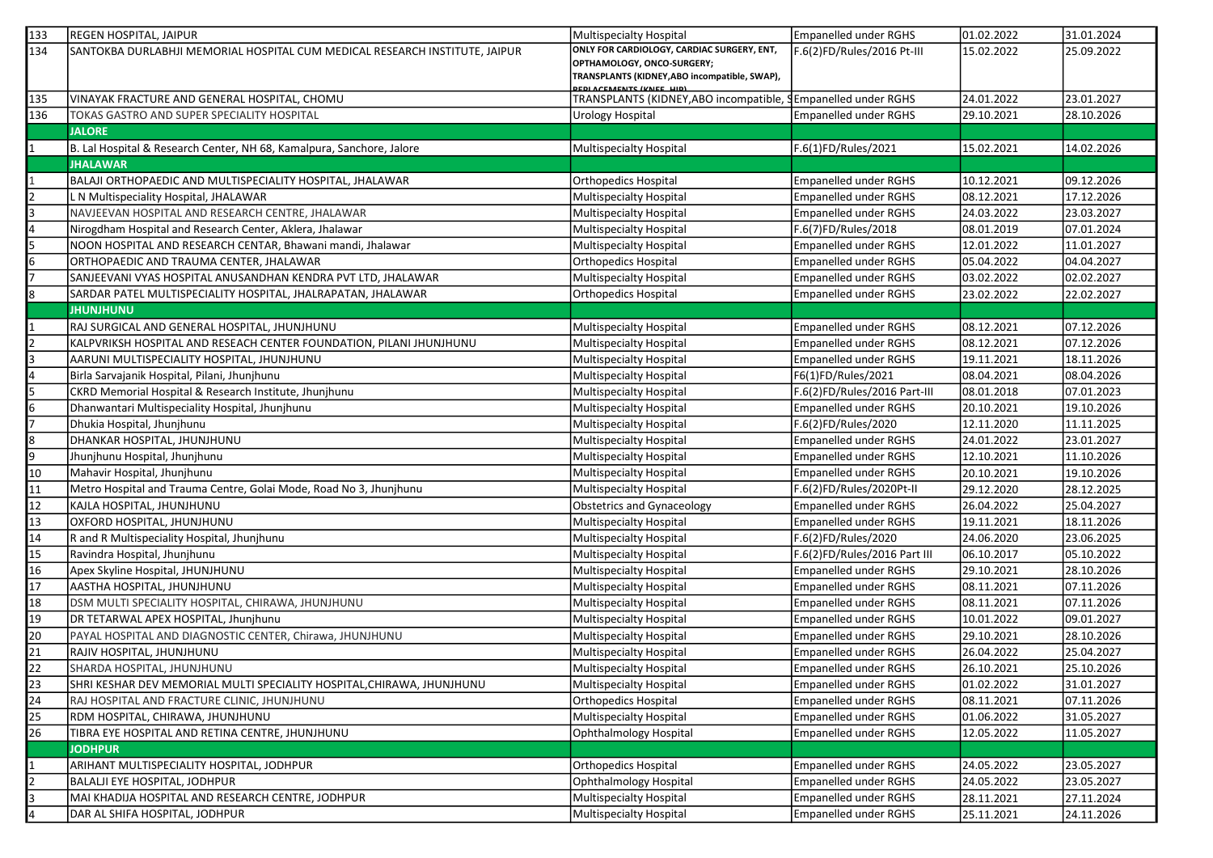| 133 | REGEN HOSPITAL, JAIPUR | Multispecialty Hospital | Empanelled under RGHS | 01.02.2022 | 31.01.2024 |
|---|---|---|---|---|---|
| 134 | SANTOKBA DURLABHJI MEMORIAL HOSPITAL CUM MEDICAL RESEARCH INSTITUTE, JAIPUR | ONLY FOR CARDIOLOGY, CARDIAC SURGERY, ENT, OPTHAMOLOGY, ONCO-SURGERY; TRANSPLANTS (KIDNEY,ABO incompatible, SWAP), REPLACEMENTS (KNEE, HIP) | F.6(2)FD/Rules/2016 Pt-III | 15.02.2022 | 25.09.2022 |
| 135 | VINAYAK FRACTURE AND GENERAL HOSPITAL, CHOMU | TRANSPLANTS (KIDNEY,ABO incompatible, S | Empanelled under RGHS | 24.01.2022 | 23.01.2027 |
| 136 | TOKAS GASTRO AND SUPER SPECIALITY HOSPITAL | Urology Hospital | Empanelled under RGHS | 29.10.2021 | 28.10.2026 |
| | **JALORE** | | | | |
| 1 | B. Lal Hospital & Research Center, NH 68, Kamalpura, Sanchore, Jalore | Multispecialty Hospital | F.6(1)FD/Rules/2021 | 15.02.2021 | 14.02.2026 |
| | **JHALAWAR** | | | | |
| 1 | BALAJI ORTHOPAEDIC AND MULTISPECIALITY HOSPITAL, JHALAWAR | Orthopedics Hospital | Empanelled under RGHS | 10.12.2021 | 09.12.2026 |
| 2 | L N Multispeciality Hospital, JHALAWAR | Multispecialty Hospital | Empanelled under RGHS | 08.12.2021 | 17.12.2026 |
| 3 | NAVJEEVAN HOSPITAL AND RESEARCH CENTRE, JHALAWAR | Multispecialty Hospital | Empanelled under RGHS | 24.03.2022 | 23.03.2027 |
| 4 | Nirogdham Hospital and Research Center, Aklera, Jhalawar | Multispecialty Hospital | F.6(7)FD/Rules/2018 | 08.01.2019 | 07.01.2024 |
| 5 | NOON HOSPITAL AND RESEARCH CENTAR, Bhawani mandi, Jhalawar | Multispecialty Hospital | Empanelled under RGHS | 12.01.2022 | 11.01.2027 |
| 6 | ORTHOPAEDIC AND TRAUMA CENTER, JHALAWAR | Orthopedics Hospital | Empanelled under RGHS | 05.04.2022 | 04.04.2027 |
| 7 | SANJEEVANI VYAS HOSPITAL ANUSANDHAN KENDRA PVT LTD, JHALAWAR | Multispecialty Hospital | Empanelled under RGHS | 03.02.2022 | 02.02.2027 |
| 8 | SARDAR PATEL MULTISPECIALITY HOSPITAL, JHALRAPATAN, JHALAWAR | Orthopedics Hospital | Empanelled under RGHS | 23.02.2022 | 22.02.2027 |
| | **JHUNJHUNU** | | | | |
| 1 | RAJ SURGICAL AND GENERAL HOSPITAL, JHUNJHUNU | Multispecialty Hospital | Empanelled under RGHS | 08.12.2021 | 07.12.2026 |
| 2 | KALPVRIKSH HOSPITAL AND RESEACH CENTER FOUNDATION, PILANI JHUNJHUNU | Multispecialty Hospital | Empanelled under RGHS | 08.12.2021 | 07.12.2026 |
| 3 | AARUNI MULTISPECIALITY HOSPITAL, JHUNJHUNU | Multispecialty Hospital | Empanelled under RGHS | 19.11.2021 | 18.11.2026 |
| 4 | Birla Sarvajanik Hospital, Pilani, Jhunjhunu | Multispecialty Hospital | F6(1)FD/Rules/2021 | 08.04.2021 | 08.04.2026 |
| 5 | CKRD Memorial Hospital & Research Institute, Jhunjhunu | Multispecialty Hospital | F.6(2)FD/Rules/2016 Part-III | 08.01.2018 | 07.01.2023 |
| 6 | Dhanwantari Multispeciality Hospital, Jhunjhunu | Multispecialty Hospital | Empanelled under RGHS | 20.10.2021 | 19.10.2026 |
| 7 | Dhukia Hospital, Jhunjhunu | Multispecialty Hospital | F.6(2)FD/Rules/2020 | 12.11.2020 | 11.11.2025 |
| 8 | DHANKAR HOSPITAL, JHUNJHUNU | Multispecialty Hospital | Empanelled under RGHS | 24.01.2022 | 23.01.2027 |
| 9 | Jhunjhunu Hospital, Jhunjhunu | Multispecialty Hospital | Empanelled under RGHS | 12.10.2021 | 11.10.2026 |
| 10 | Mahavir Hospital, Jhunjhunu | Multispecialty Hospital | Empanelled under RGHS | 20.10.2021 | 19.10.2026 |
| 11 | Metro Hospital and Trauma Centre, Golai Mode, Road No 3, Jhunjhunu | Multispecialty Hospital | F.6(2)FD/Rules/2020Pt-II | 29.12.2020 | 28.12.2025 |
| 12 | KAJLA HOSPITAL, JHUNJHUNU | Obstetrics and Gynaceology | Empanelled under RGHS | 26.04.2022 | 25.04.2027 |
| 13 | OXFORD HOSPITAL, JHUNJHUNU | Multispecialty Hospital | Empanelled under RGHS | 19.11.2021 | 18.11.2026 |
| 14 | R and R Multispeciality Hospital, Jhunjhunu | Multispecialty Hospital | F.6(2)FD/Rules/2020 | 24.06.2020 | 23.06.2025 |
| 15 | Ravindra Hospital, Jhunjhunu | Multispecialty Hospital | F.6(2)FD/Rules/2016 Part III | 06.10.2017 | 05.10.2022 |
| 16 | Apex Skyline Hospital, JHUNJHUNU | Multispecialty Hospital | Empanelled under RGHS | 29.10.2021 | 28.10.2026 |
| 17 | AASTHA HOSPITAL, JHUNJHUNU | Multispecialty Hospital | Empanelled under RGHS | 08.11.2021 | 07.11.2026 |
| 18 | DSM MULTI SPECIALITY HOSPITAL, CHIRAWA, JHUNJHUNU | Multispecialty Hospital | Empanelled under RGHS | 08.11.2021 | 07.11.2026 |
| 19 | DR TETARWAL APEX HOSPITAL, Jhunjhunu | Multispecialty Hospital | Empanelled under RGHS | 10.01.2022 | 09.01.2027 |
| 20 | PAYAL HOSPITAL AND DIAGNOSTIC CENTER, Chirawa, JHUNJHUNU | Multispecialty Hospital | Empanelled under RGHS | 29.10.2021 | 28.10.2026 |
| 21 | RAJIV HOSPITAL, JHUNJHUNU | Multispecialty Hospital | Empanelled under RGHS | 26.04.2022 | 25.04.2027 |
| 22 | SHARDA HOSPITAL, JHUNJHUNU | Multispecialty Hospital | Empanelled under RGHS | 26.10.2021 | 25.10.2026 |
| 23 | SHRI KESHAR DEV MEMORIAL MULTI SPECIALITY HOSPITAL,CHIRAWA, JHUNJHUNU | Multispecialty Hospital | Empanelled under RGHS | 01.02.2022 | 31.01.2027 |
| 24 | RAJ HOSPITAL AND FRACTURE CLINIC, JHUNJHUNU | Orthopedics Hospital | Empanelled under RGHS | 08.11.2021 | 07.11.2026 |
| 25 | RDM HOSPITAL, CHIRAWA, JHUNJHUNU | Multispecialty Hospital | Empanelled under RGHS | 01.06.2022 | 31.05.2027 |
| 26 | TIBRA EYE HOSPITAL AND RETINA CENTRE, JHUNJHUNU | Ophthalmology Hospital | Empanelled under RGHS | 12.05.2022 | 11.05.2027 |
| | **JODHPUR** | | | | |
| 1 | ARIHANT MULTISPECIALITY HOSPITAL, JODHPUR | Orthopedics Hospital | Empanelled under RGHS | 24.05.2022 | 23.05.2027 |
| 2 | BALALJI EYE HOSPITAL, JODHPUR | Ophthalmology Hospital | Empanelled under RGHS | 24.05.2022 | 23.05.2027 |
| 3 | MAI KHADIJA HOSPITAL AND RESEARCH CENTRE, JODHPUR | Multispecialty Hospital | Empanelled under RGHS | 28.11.2021 | 27.11.2024 |
| 4 | DAR AL SHIFA HOSPITAL, JODHPUR | Multispecialty Hospital | Empanelled under RGHS | 25.11.2021 | 24.11.2026 |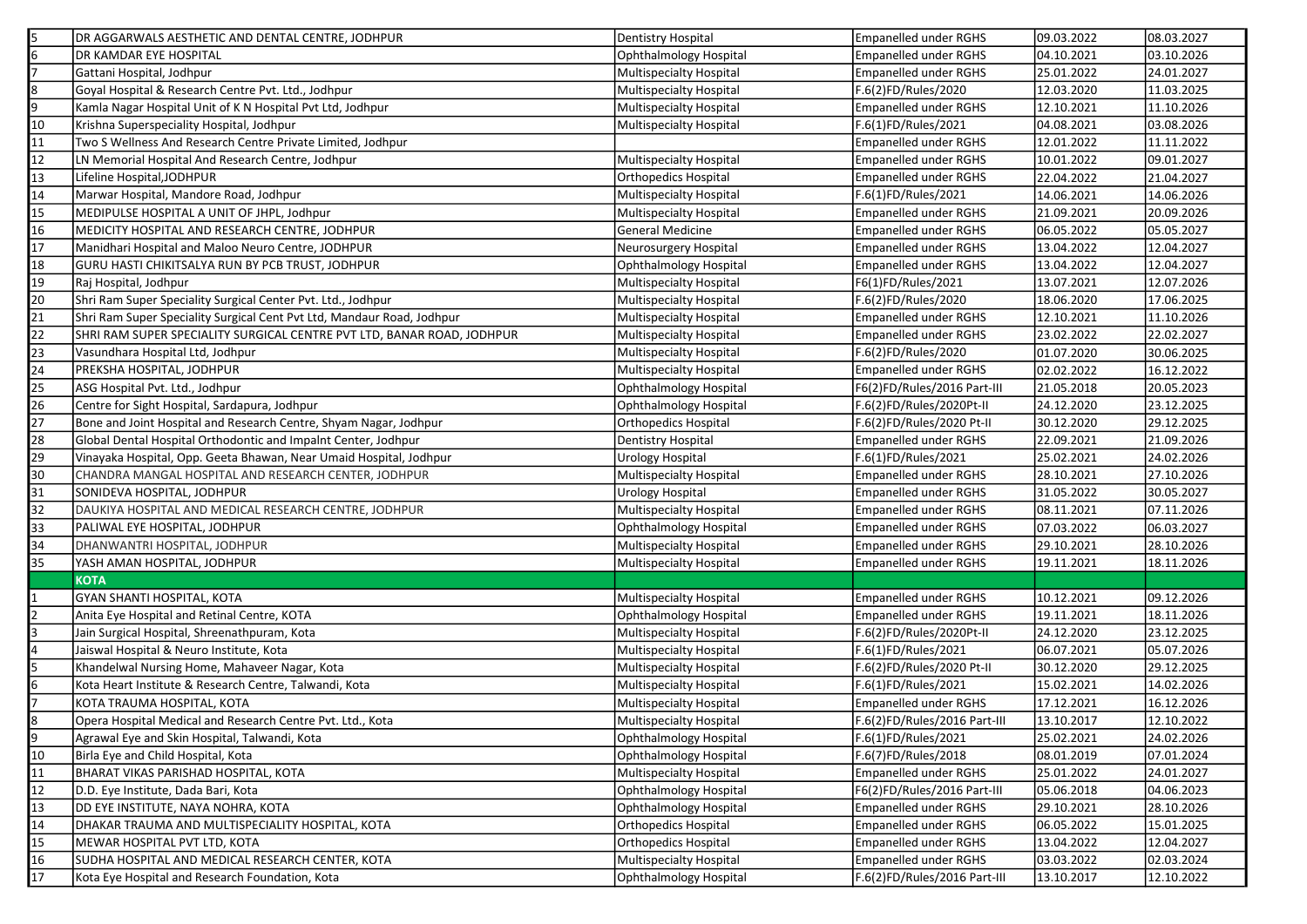| | | | | | |
|---|---|---|---|---|---|
| 5 | DR AGGARWALS AESTHETIC AND DENTAL CENTRE, JODHPUR | Dentistry Hospital | Empanelled under RGHS | 09.03.2022 | 08.03.2027 |
| 6 | DR KAMDAR EYE HOSPITAL | Ophthalmology Hospital | Empanelled under RGHS | 04.10.2021 | 03.10.2026 |
| 7 | Gattani Hospital, Jodhpur | Multispecialty Hospital | Empanelled under RGHS | 25.01.2022 | 24.01.2027 |
| 8 | Goyal Hospital & Research Centre Pvt. Ltd., Jodhpur | Multispecialty Hospital | F.6(2)FD/Rules/2020 | 12.03.2020 | 11.03.2025 |
| 9 | Kamla Nagar Hospital Unit of K N Hospital Pvt Ltd, Jodhpur | Multispecialty Hospital | Empanelled under RGHS | 12.10.2021 | 11.10.2026 |
| 10 | Krishna Superspeciality Hospital, Jodhpur | Multispecialty Hospital | F.6(1)FD/Rules/2021 | 04.08.2021 | 03.08.2026 |
| 11 | Two S Wellness And Research Centre Private Limited, Jodhpur | | Empanelled under RGHS | 12.01.2022 | 11.11.2022 |
| 12 | LN Memorial Hospital And Research Centre, Jodhpur | Multispecialty Hospital | Empanelled under RGHS | 10.01.2022 | 09.01.2027 |
| 13 | Lifeline Hospital,JODHPUR | Orthopedics Hospital | Empanelled under RGHS | 22.04.2022 | 21.04.2027 |
| 14 | Marwar Hospital, Mandore Road, Jodhpur | Multispecialty Hospital | F.6(1)FD/Rules/2021 | 14.06.2021 | 14.06.2026 |
| 15 | MEDIPULSE HOSPITAL A UNIT OF JHPL, Jodhpur | Multispecialty Hospital | Empanelled under RGHS | 21.09.2021 | 20.09.2026 |
| 16 | MEDICITY HOSPITAL AND RESEARCH CENTRE, JODHPUR | General Medicine | Empanelled under RGHS | 06.05.2022 | 05.05.2027 |
| 17 | Manidhari Hospital and Maloo Neuro Centre, JODHPUR | Neurosurgery Hospital | Empanelled under RGHS | 13.04.2022 | 12.04.2027 |
| 18 | GURU HASTI CHIKITSALYA RUN BY PCB TRUST, JODHPUR | Ophthalmology Hospital | Empanelled under RGHS | 13.04.2022 | 12.04.2027 |
| 19 | Raj Hospital, Jodhpur | Multispecialty Hospital | F6(1)FD/Rules/2021 | 13.07.2021 | 12.07.2026 |
| 20 | Shri Ram Super Speciality Surgical Center Pvt. Ltd., Jodhpur | Multispecialty Hospital | F.6(2)FD/Rules/2020 | 18.06.2020 | 17.06.2025 |
| 21 | Shri Ram Super Speciality Surgical Cent Pvt Ltd, Mandaur Road, Jodhpur | Multispecialty Hospital | Empanelled under RGHS | 12.10.2021 | 11.10.2026 |
| 22 | SHRI RAM SUPER SPECIALITY SURGICAL CENTRE PVT LTD, BANAR ROAD, JODHPUR | Multispecialty Hospital | Empanelled under RGHS | 23.02.2022 | 22.02.2027 |
| 23 | Vasundhara Hospital Ltd, Jodhpur | Multispecialty Hospital | F.6(2)FD/Rules/2020 | 01.07.2020 | 30.06.2025 |
| 24 | PREKSHA HOSPITAL, JODHPUR | Multispecialty Hospital | Empanelled under RGHS | 02.02.2022 | 16.12.2022 |
| 25 | ASG Hospital Pvt. Ltd., Jodhpur | Ophthalmology Hospital | F6(2)FD/Rules/2016 Part-III | 21.05.2018 | 20.05.2023 |
| 26 | Centre for Sight Hospital, Sardapura, Jodhpur | Ophthalmology Hospital | F.6(2)FD/Rules/2020Pt-II | 24.12.2020 | 23.12.2025 |
| 27 | Bone and Joint Hospital and Research Centre, Shyam Nagar, Jodhpur | Orthopedics Hospital | F.6(2)FD/Rules/2020 Pt-II | 30.12.2020 | 29.12.2025 |
| 28 | Global Dental Hospital Orthodontic and Impalnt Center, Jodhpur | Dentistry Hospital | Empanelled under RGHS | 22.09.2021 | 21.09.2026 |
| 29 | Vinayaka Hospital, Opp. Geeta Bhawan, Near Umaid Hospital, Jodhpur | Urology Hospital | F.6(1)FD/Rules/2021 | 25.02.2021 | 24.02.2026 |
| 30 | CHANDRA MANGAL HOSPITAL AND RESEARCH CENTER, JODHPUR | Multispecialty Hospital | Empanelled under RGHS | 28.10.2021 | 27.10.2026 |
| 31 | SONIDEVA HOSPITAL, JODHPUR | Urology Hospital | Empanelled under RGHS | 31.05.2022 | 30.05.2027 |
| 32 | DAUKIYA HOSPITAL AND MEDICAL RESEARCH CENTRE, JODHPUR | Multispecialty Hospital | Empanelled under RGHS | 08.11.2021 | 07.11.2026 |
| 33 | PALIWAL EYE HOSPITAL, JODHPUR | Ophthalmology Hospital | Empanelled under RGHS | 07.03.2022 | 06.03.2027 |
| 34 | DHANWANTRI HOSPITAL, JODHPUR | Multispecialty Hospital | Empanelled under RGHS | 29.10.2021 | 28.10.2026 |
| 35 | YASH AMAN HOSPITAL, JODHPUR | Multispecialty Hospital | Empanelled under RGHS | 19.11.2021 | 18.11.2026 |
| | **KOTA** | | | | |
| 1 | GYAN SHANTI HOSPITAL, KOTA | Multispecialty Hospital | Empanelled under RGHS | 10.12.2021 | 09.12.2026 |
| 2 | Anita Eye Hospital and Retinal Centre, KOTA | Ophthalmology Hospital | Empanelled under RGHS | 19.11.2021 | 18.11.2026 |
| 3 | Jain Surgical Hospital, Shreenathpuram, Kota | Multispecialty Hospital | F.6(2)FD/Rules/2020Pt-II | 24.12.2020 | 23.12.2025 |
| 4 | Jaiswal Hospital & Neuro Institute, Kota | Multispecialty Hospital | F.6(1)FD/Rules/2021 | 06.07.2021 | 05.07.2026 |
| 5 | Khandelwal Nursing Home, Mahaveer Nagar, Kota | Multispecialty Hospital | F.6(2)FD/Rules/2020 Pt-II | 30.12.2020 | 29.12.2025 |
| 6 | Kota Heart Institute & Research Centre, Talwandi, Kota | Multispecialty Hospital | F.6(1)FD/Rules/2021 | 15.02.2021 | 14.02.2026 |
| 7 | KOTA TRAUMA HOSPITAL, KOTA | Multispecialty Hospital | Empanelled under RGHS | 17.12.2021 | 16.12.2026 |
| 8 | Opera Hospital Medical and Research Centre Pvt. Ltd., Kota | Multispecialty Hospital | F.6(2)FD/Rules/2016 Part-III | 13.10.2017 | 12.10.2022 |
| 9 | Agrawal Eye and Skin Hospital, Talwandi, Kota | Ophthalmology Hospital | F.6(1)FD/Rules/2021 | 25.02.2021 | 24.02.2026 |
| 10 | Birla Eye and Child Hospital, Kota | Ophthalmology Hospital | F.6(7)FD/Rules/2018 | 08.01.2019 | 07.01.2024 |
| 11 | BHARAT VIKAS PARISHAD HOSPITAL, KOTA | Multispecialty Hospital | Empanelled under RGHS | 25.01.2022 | 24.01.2027 |
| 12 | D.D. Eye Institute, Dada Bari, Kota | Ophthalmology Hospital | F6(2)FD/Rules/2016 Part-III | 05.06.2018 | 04.06.2023 |
| 13 | DD EYE INSTITUTE, NAYA NOHRA, KOTA | Ophthalmology Hospital | Empanelled under RGHS | 29.10.2021 | 28.10.2026 |
| 14 | DHAKAR TRAUMA AND MULTISPECIALITY HOSPITAL, KOTA | Orthopedics Hospital | Empanelled under RGHS | 06.05.2022 | 15.01.2025 |
| 15 | MEWAR HOSPITAL PVT LTD, KOTA | Orthopedics Hospital | Empanelled under RGHS | 13.04.2022 | 12.04.2027 |
| 16 | SUDHA HOSPITAL AND MEDICAL RESEARCH CENTER, KOTA | Multispecialty Hospital | Empanelled under RGHS | 03.03.2022 | 02.03.2024 |
| 17 | Kota Eye Hospital and Research Foundation, Kota | Ophthalmology Hospital | F.6(2)FD/Rules/2016 Part-III | 13.10.2017 | 12.10.2022 |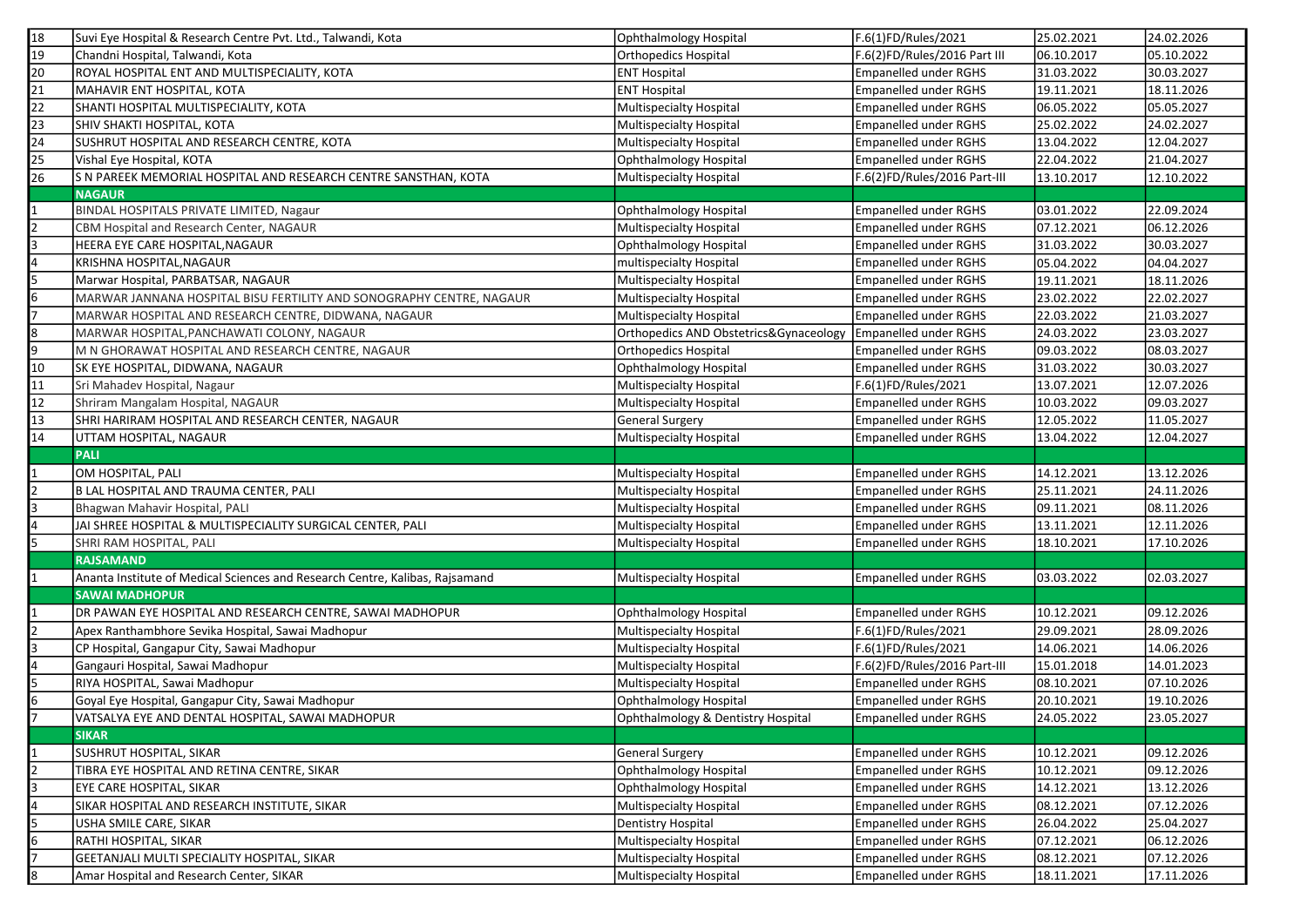| | | | | | |
|---|---|---|---|---|---|
| 18 | Suvi Eye Hospital & Research Centre Pvt. Ltd., Talwandi, Kota | Ophthalmology Hospital | F.6(1)FD/Rules/2021 | 25.02.2021 | 24.02.2026 |
| 19 | Chandni Hospital, Talwandi, Kota | Orthopedics Hospital | F.6(2)FD/Rules/2016 Part III | 06.10.2017 | 05.10.2022 |
| 20 | ROYAL HOSPITAL ENT AND MULTISPECIALITY, KOTA | ENT Hospital | Empanelled under RGHS | 31.03.2022 | 30.03.2027 |
| 21 | MAHAVIR ENT HOSPITAL, KOTA | ENT Hospital | Empanelled under RGHS | 19.11.2021 | 18.11.2026 |
| 22 | SHANTI HOSPITAL MULTISPECIALITY, KOTA | Multispecialty Hospital | Empanelled under RGHS | 06.05.2022 | 05.05.2027 |
| 23 | SHIV SHAKTI HOSPITAL, KOTA | Multispecialty Hospital | Empanelled under RGHS | 25.02.2022 | 24.02.2027 |
| 24 | SUSHRUT HOSPITAL AND RESEARCH CENTRE, KOTA | Multispecialty Hospital | Empanelled under RGHS | 13.04.2022 | 12.04.2027 |
| 25 | Vishal Eye Hospital, KOTA | Ophthalmology Hospital | Empanelled under RGHS | 22.04.2022 | 21.04.2027 |
| 26 | S N PAREEK MEMORIAL HOSPITAL AND RESEARCH CENTRE SANSTHAN, KOTA | Multispecialty Hospital | F.6(2)FD/Rules/2016 Part-III | 13.10.2017 | 12.10.2022 |
| | **NAGAUR** | | | | |
| 1 | BINDAL HOSPITALS PRIVATE LIMITED, Nagaur | Ophthalmology Hospital | Empanelled under RGHS | 03.01.2022 | 22.09.2024 |
| 2 | CBM Hospital and Research Center, NAGAUR | Multispecialty Hospital | Empanelled under RGHS | 07.12.2021 | 06.12.2026 |
| 3 | HEERA EYE CARE HOSPITAL,NAGAUR | Ophthalmology Hospital | Empanelled under RGHS | 31.03.2022 | 30.03.2027 |
| 4 | KRISHNA HOSPITAL,NAGAUR | multispecialty Hospital | Empanelled under RGHS | 05.04.2022 | 04.04.2027 |
| 5 | Marwar Hospital, PARBATSAR, NAGAUR | Multispecialty Hospital | Empanelled under RGHS | 19.11.2021 | 18.11.2026 |
| 6 | MARWAR JANNANA HOSPITAL BISU FERTILITY AND SONOGRAPHY CENTRE, NAGAUR | Multispecialty Hospital | Empanelled under RGHS | 23.02.2022 | 22.02.2027 |
| 7 | MARWAR HOSPITAL AND RESEARCH CENTRE, DIDWANA, NAGAUR | Multispecialty Hospital | Empanelled under RGHS | 22.03.2022 | 21.03.2027 |
| 8 | MARWAR HOSPITAL,PANCHAWATI COLONY, NAGAUR | Orthopedics AND Obstetrics&Gynaceology | Empanelled under RGHS | 24.03.2022 | 23.03.2027 |
| 9 | M N GHORAWAT HOSPITAL AND RESEARCH CENTRE, NAGAUR | Orthopedics Hospital | Empanelled under RGHS | 09.03.2022 | 08.03.2027 |
| 10 | SK EYE HOSPITAL, DIDWANA, NAGAUR | Ophthalmology Hospital | Empanelled under RGHS | 31.03.2022 | 30.03.2027 |
| 11 | Sri Mahadev Hospital, Nagaur | Multispecialty Hospital | F.6(1)FD/Rules/2021 | 13.07.2021 | 12.07.2026 |
| 12 | Shriram Mangalam Hospital, NAGAUR | Multispecialty Hospital | Empanelled under RGHS | 10.03.2022 | 09.03.2027 |
| 13 | SHRI HARIRAM HOSPITAL AND RESEARCH CENTER, NAGAUR | General Surgery | Empanelled under RGHS | 12.05.2022 | 11.05.2027 |
| 14 | UTTAM HOSPITAL, NAGAUR | Multispecialty Hospital | Empanelled under RGHS | 13.04.2022 | 12.04.2027 |
| | **PALI** | | | | |
| 1 | OM HOSPITAL, PALI | Multispecialty Hospital | Empanelled under RGHS | 14.12.2021 | 13.12.2026 |
| 2 | B LAL HOSPITAL AND TRAUMA CENTER, PALI | Multispecialty Hospital | Empanelled under RGHS | 25.11.2021 | 24.11.2026 |
| 3 | Bhagwan Mahavir Hospital, PALI | Multispecialty Hospital | Empanelled under RGHS | 09.11.2021 | 08.11.2026 |
| 4 | JAI SHREE HOSPITAL & MULTISPECIALITY SURGICAL CENTER, PALI | Multispecialty Hospital | Empanelled under RGHS | 13.11.2021 | 12.11.2026 |
| 5 | SHRI RAM HOSPITAL, PALI | Multispecialty Hospital | Empanelled under RGHS | 18.10.2021 | 17.10.2026 |
| | **RAJSAMAND** | | | | |
| 1 | Ananta Institute of Medical Sciences and Research Centre, Kalibas, Rajsamand | Multispecialty Hospital | Empanelled under RGHS | 03.03.2022 | 02.03.2027 |
| | **SAWAI MADHOPUR** | | | | |
| 1 | DR PAWAN EYE HOSPITAL AND RESEARCH CENTRE, SAWAI MADHOPUR | Ophthalmology Hospital | Empanelled under RGHS | 10.12.2021 | 09.12.2026 |
| 2 | Apex Ranthambhore Sevika Hospital, Sawai Madhopur | Multispecialty Hospital | F.6(1)FD/Rules/2021 | 29.09.2021 | 28.09.2026 |
| 3 | CP Hospital, Gangapur City, Sawai Madhopur | Multispecialty Hospital | F.6(1)FD/Rules/2021 | 14.06.2021 | 14.06.2026 |
| 4 | Gangauri Hospital, Sawai Madhopur | Multispecialty Hospital | F.6(2)FD/Rules/2016 Part-III | 15.01.2018 | 14.01.2023 |
| 5 | RIYA HOSPITAL, Sawai Madhopur | Multispecialty Hospital | Empanelled under RGHS | 08.10.2021 | 07.10.2026 |
| 6 | Goyal Eye Hospital, Gangapur City, Sawai Madhopur | Ophthalmology Hospital | Empanelled under RGHS | 20.10.2021 | 19.10.2026 |
| 7 | VATSALYA EYE AND DENTAL HOSPITAL, SAWAI MADHOPUR | Ophthalmology & Dentistry Hospital | Empanelled under RGHS | 24.05.2022 | 23.05.2027 |
| | **SIKAR** | | | | |
| 1 | SUSHRUT HOSPITAL, SIKAR | General Surgery | Empanelled under RGHS | 10.12.2021 | 09.12.2026 |
| 2 | TIBRA EYE HOSPITAL AND RETINA CENTRE, SIKAR | Ophthalmology Hospital | Empanelled under RGHS | 10.12.2021 | 09.12.2026 |
| 3 | EYE CARE HOSPITAL, SIKAR | Ophthalmology Hospital | Empanelled under RGHS | 14.12.2021 | 13.12.2026 |
| 4 | SIKAR HOSPITAL AND RESEARCH INSTITUTE, SIKAR | Multispecialty Hospital | Empanelled under RGHS | 08.12.2021 | 07.12.2026 |
| 5 | USHA SMILE CARE, SIKAR | Dentistry Hospital | Empanelled under RGHS | 26.04.2022 | 25.04.2027 |
| 6 | RATHI HOSPITAL, SIKAR | Multispecialty Hospital | Empanelled under RGHS | 07.12.2021 | 06.12.2026 |
| 7 | GEETANJALI MULTI SPECIALITY HOSPITAL, SIKAR | Multispecialty Hospital | Empanelled under RGHS | 08.12.2021 | 07.12.2026 |
| 8 | Amar Hospital and Research Center, SIKAR | Multispecialty Hospital | Empanelled under RGHS | 18.11.2021 | 17.11.2026 |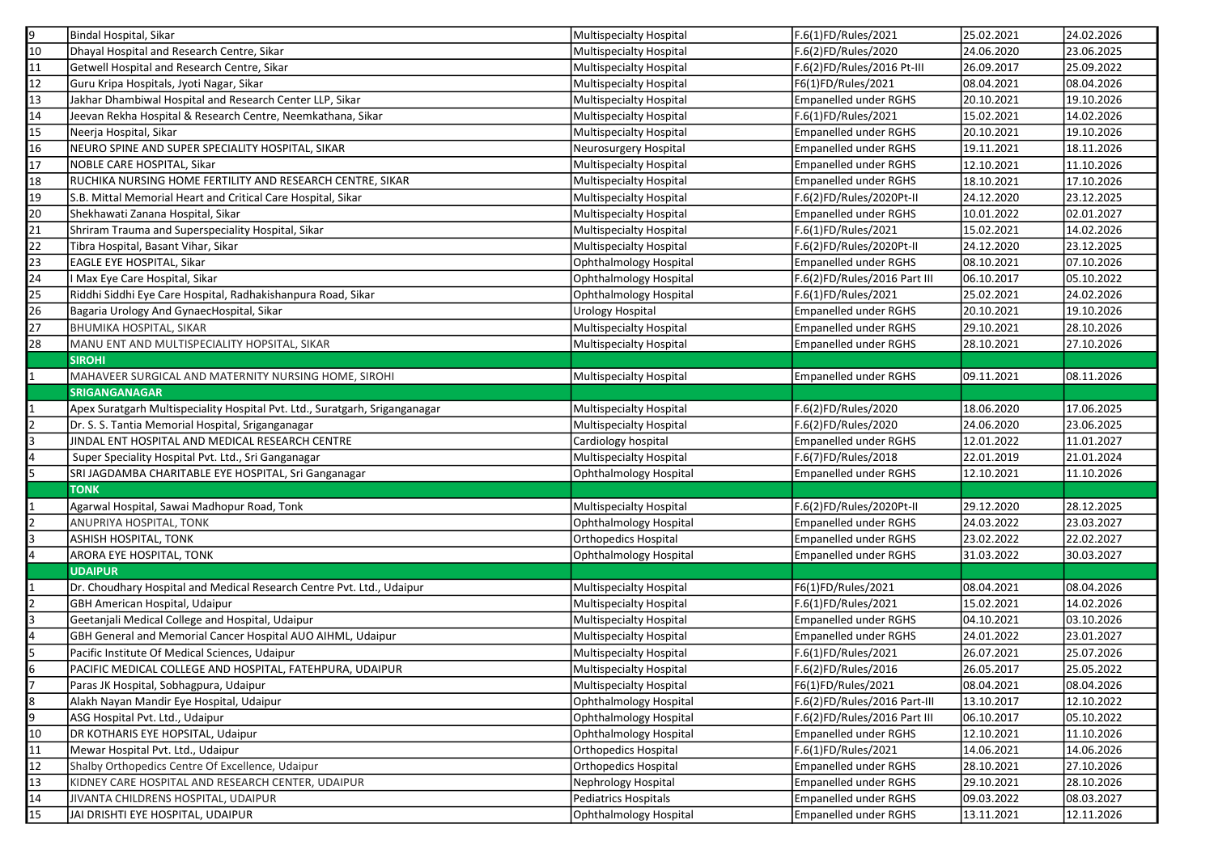| | | | | | |
|---|---|---|---|---|---|
| 9 | Bindal Hospital, Sikar | Multispecialty Hospital | F.6(1)FD/Rules/2021 | 25.02.2021 | 24.02.2026 |
| 10 | Dhayal Hospital and Research Centre, Sikar | Multispecialty Hospital | F.6(2)FD/Rules/2020 | 24.06.2020 | 23.06.2025 |
| 11 | Getwell Hospital and Research Centre, Sikar | Multispecialty Hospital | F.6(2)FD/Rules/2016 Pt-III | 26.09.2017 | 25.09.2022 |
| 12 | Guru Kripa Hospitals, Jyoti Nagar, Sikar | Multispecialty Hospital | F6(1)FD/Rules/2021 | 08.04.2021 | 08.04.2026 |
| 13 | Jakhar Dhambiwal Hospital and Research Center LLP, Sikar | Multispecialty Hospital | Empanelled under RGHS | 20.10.2021 | 19.10.2026 |
| 14 | Jeevan Rekha Hospital & Research Centre, Neemkathana, Sikar | Multispecialty Hospital | F.6(1)FD/Rules/2021 | 15.02.2021 | 14.02.2026 |
| 15 | Neerja Hospital, Sikar | Multispecialty Hospital | Empanelled under RGHS | 20.10.2021 | 19.10.2026 |
| 16 | NEURO SPINE AND SUPER SPECIALITY HOSPITAL, SIKAR | Neurosurgery Hospital | Empanelled under RGHS | 19.11.2021 | 18.11.2026 |
| 17 | NOBLE CARE HOSPITAL, Sikar | Multispecialty Hospital | Empanelled under RGHS | 12.10.2021 | 11.10.2026 |
| 18 | RUCHIKA NURSING HOME FERTILITY AND RESEARCH CENTRE, SIKAR | Multispecialty Hospital | Empanelled under RGHS | 18.10.2021 | 17.10.2026 |
| 19 | S.B. Mittal Memorial Heart and Critical Care Hospital, Sikar | Multispecialty Hospital | F.6(2)FD/Rules/2020Pt-II | 24.12.2020 | 23.12.2025 |
| 20 | Shekhawati Zanana Hospital, Sikar | Multispecialty Hospital | Empanelled under RGHS | 10.01.2022 | 02.01.2027 |
| 21 | Shriram Trauma and Superspeciality Hospital, Sikar | Multispecialty Hospital | F.6(1)FD/Rules/2021 | 15.02.2021 | 14.02.2026 |
| 22 | Tibra Hospital, Basant Vihar, Sikar | Multispecialty Hospital | F.6(2)FD/Rules/2020Pt-II | 24.12.2020 | 23.12.2025 |
| 23 | EAGLE EYE HOSPITAL, Sikar | Ophthalmology Hospital | Empanelled under RGHS | 08.10.2021 | 07.10.2026 |
| 24 | I Max Eye Care Hospital, Sikar | Ophthalmology Hospital | F.6(2)FD/Rules/2016 Part III | 06.10.2017 | 05.10.2022 |
| 25 | Riddhi Siddhi Eye Care Hospital, Radhakishanpura Road, Sikar | Ophthalmology Hospital | F.6(1)FD/Rules/2021 | 25.02.2021 | 24.02.2026 |
| 26 | Bagaria Urology And GynaecHospital, Sikar | Urology Hospital | Empanelled under RGHS | 20.10.2021 | 19.10.2026 |
| 27 | BHUMIKA HOSPITAL, SIKAR | Multispecialty Hospital | Empanelled under RGHS | 29.10.2021 | 28.10.2026 |
| 28 | MANU ENT AND MULTISPECIALITY HOPSITAL, SIKAR | Multispecialty Hospital | Empanelled under RGHS | 28.10.2021 | 27.10.2026 |
| | **SIROHI** | | | | |
| 1 | MAHAVEER SURGICAL AND MATERNITY NURSING HOME, SIROHI | Multispecialty Hospital | Empanelled under RGHS | 09.11.2021 | 08.11.2026 |
| | **SRIGANGANAGAR** | | | | |
| 1 | Apex Suratgarh Multispeciality Hospital Pvt. Ltd., Suratgarh, Sriganganagar | Multispecialty Hospital | F.6(2)FD/Rules/2020 | 18.06.2020 | 17.06.2025 |
| 2 | Dr. S. S. Tantia Memorial Hospital, Sriganganagar | Multispecialty Hospital | F.6(2)FD/Rules/2020 | 24.06.2020 | 23.06.2025 |
| 3 | JINDAL ENT HOSPITAL AND MEDICAL RESEARCH CENTRE | Cardiology hospital | Empanelled under RGHS | 12.01.2022 | 11.01.2027 |
| 4 | Super Speciality Hospital Pvt. Ltd., Sri Ganganagar | Multispecialty Hospital | F.6(7)FD/Rules/2018 | 22.01.2019 | 21.01.2024 |
| 5 | SRI JAGDAMBA CHARITABLE EYE HOSPITAL, Sri Ganganagar | Ophthalmology Hospital | Empanelled under RGHS | 12.10.2021 | 11.10.2026 |
| | **TONK** | | | | |
| 1 | Agarwal Hospital, Sawai Madhopur Road, Tonk | Multispecialty Hospital | F.6(2)FD/Rules/2020Pt-II | 29.12.2020 | 28.12.2025 |
| 2 | ANUPRIYA HOSPITAL, TONK | Ophthalmology Hospital | Empanelled under RGHS | 24.03.2022 | 23.03.2027 |
| 3 | ASHISH HOSPITAL, TONK | Orthopedics Hospital | Empanelled under RGHS | 23.02.2022 | 22.02.2027 |
| 4 | ARORA EYE HOSPITAL, TONK | Ophthalmology Hospital | Empanelled under RGHS | 31.03.2022 | 30.03.2027 |
| | **UDAIPUR** | | | | |
| 1 | Dr. Choudhary Hospital and Medical Research Centre Pvt. Ltd., Udaipur | Multispecialty Hospital | F6(1)FD/Rules/2021 | 08.04.2021 | 08.04.2026 |
| 2 | GBH American Hospital, Udaipur | Multispecialty Hospital | F.6(1)FD/Rules/2021 | 15.02.2021 | 14.02.2026 |
| 3 | Geetanjali Medical College and Hospital, Udaipur | Multispecialty Hospital | Empanelled under RGHS | 04.10.2021 | 03.10.2026 |
| 4 | GBH General and Memorial Cancer Hospital AUO AIHML, Udaipur | Multispecialty Hospital | Empanelled under RGHS | 24.01.2022 | 23.01.2027 |
| 5 | Pacific Institute Of Medical Sciences, Udaipur | Multispecialty Hospital | F.6(1)FD/Rules/2021 | 26.07.2021 | 25.07.2026 |
| 6 | PACIFIC MEDICAL COLLEGE AND HOSPITAL, FATEHPURA, UDAIPUR | Multispecialty Hospital | F.6(2)FD/Rules/2016 | 26.05.2017 | 25.05.2022 |
| 7 | Paras JK Hospital, Sobhagpura, Udaipur | Multispecialty Hospital | F6(1)FD/Rules/2021 | 08.04.2021 | 08.04.2026 |
| 8 | Alakh Nayan Mandir Eye Hospital, Udaipur | Ophthalmology Hospital | F.6(2)FD/Rules/2016 Part-III | 13.10.2017 | 12.10.2022 |
| 9 | ASG Hospital Pvt. Ltd., Udaipur | Ophthalmology Hospital | F.6(2)FD/Rules/2016 Part III | 06.10.2017 | 05.10.2022 |
| 10 | DR KOTHARIS EYE HOPSITAL, Udaipur | Ophthalmology Hospital | Empanelled under RGHS | 12.10.2021 | 11.10.2026 |
| 11 | Mewar Hospital Pvt. Ltd., Udaipur | Orthopedics Hospital | F.6(1)FD/Rules/2021 | 14.06.2021 | 14.06.2026 |
| 12 | Shalby Orthopedics Centre Of Excellence, Udaipur | Orthopedics Hospital | Empanelled under RGHS | 28.10.2021 | 27.10.2026 |
| 13 | KIDNEY CARE HOSPITAL AND RESEARCH CENTER, UDAIPUR | Nephrology Hospital | Empanelled under RGHS | 29.10.2021 | 28.10.2026 |
| 14 | JIVANTA CHILDRENS HOSPITAL, UDAIPUR | Pediatrics Hospitals | Empanelled under RGHS | 09.03.2022 | 08.03.2027 |
| 15 | JAI DRISHTI EYE HOSPITAL, UDAIPUR | Ophthalmology Hospital | Empanelled under RGHS | 13.11.2021 | 12.11.2026 |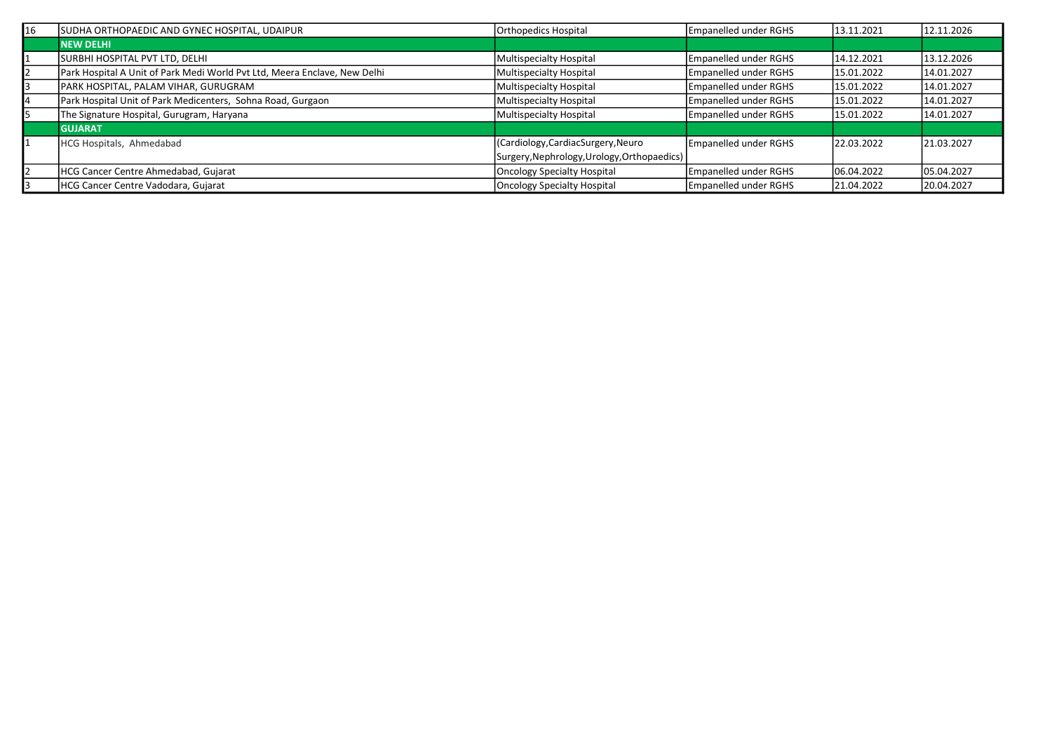| | | | | | |
|---|---|---|---|---|---|
| 16 | SUDHA ORTHOPAEDIC AND GYNEC HOSPITAL, UDAIPUR | Orthopedics Hospital | Empanelled under RGHS | 13.11.2021 | 12.11.2026 |
| | **NEW DELHI** | | | | |
| 1 | SURBHI HOSPITAL PVT LTD, DELHI | Multispecialty Hospital | Empanelled under RGHS | 14.12.2021 | 13.12.2026 |
| 2 | Park Hospital A Unit of Park Medi World Pvt Ltd, Meera Enclave, New Delhi | Multispecialty Hospital | Empanelled under RGHS | 15.01.2022 | 14.01.2027 |
| 3 | PARK HOSPITAL, PALAM VIHAR, GURUGRAM | Multispecialty Hospital | Empanelled under RGHS | 15.01.2022 | 14.01.2027 |
| 4 | Park Hospital Unit of Park Medicenters, Sohna Road, Gurgaon | Multispecialty Hospital | Empanelled under RGHS | 15.01.2022 | 14.01.2027 |
| 5 | The Signature Hospital, Gurugram, Haryana | Multispecialty Hospital | Empanelled under RGHS | 15.01.2022 | 14.01.2027 |
| | **GUJARAT** | | | | |
| 1 | HCG Hospitals, Ahmedabad | (Cardiology,CardiacSurgery,Neuro Surgery,Nephrology,Urology,Orthopaedics) | Empanelled under RGHS | 22.03.2022 | 21.03.2027 |
| 2 | HCG Cancer Centre Ahmedabad, Gujarat | Oncology Specialty Hospital | Empanelled under RGHS | 06.04.2022 | 05.04.2027 |
| 3 | HCG Cancer Centre Vadodara, Gujarat | Oncology Specialty Hospital | Empanelled under RGHS | 21.04.2022 | 20.04.2027 |